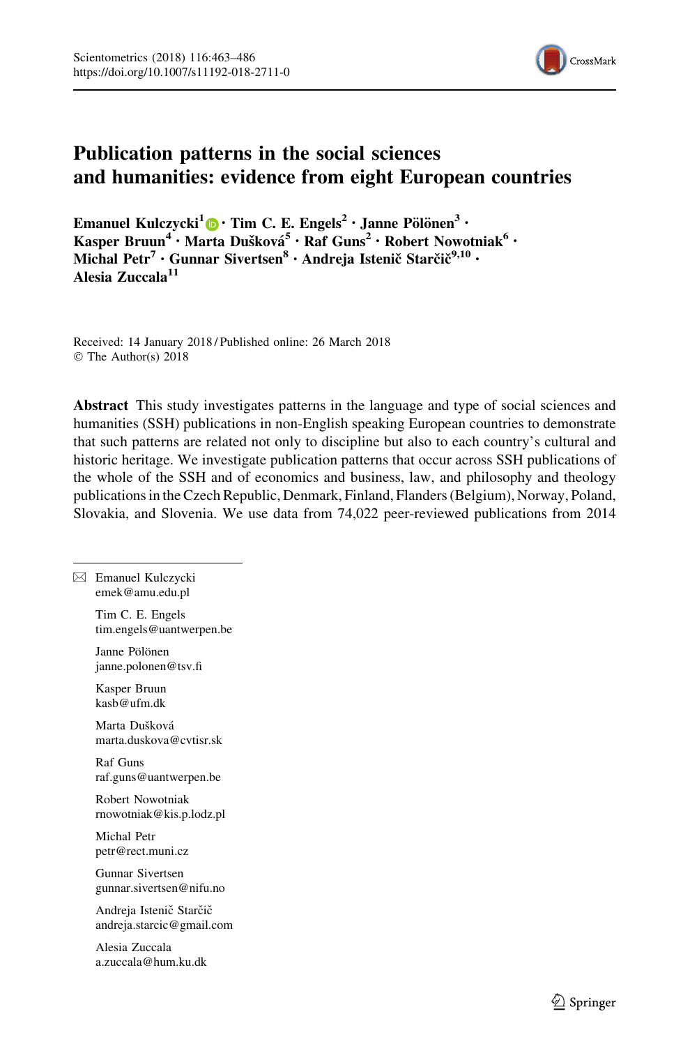# Publication patterns in the social sciences and humanities: evidence from eight European countries

**Emanuel Kulczycki[1] · Tim C. E. Engels[2] · Janne Pölönen[3] · Kasper Bruun[4] · Marta Dušková[5] · Raf Guns[2] · Robert Nowotniak[6] · Michal Petr[7] · Gunnar Sivertsen[8] · Andreja Istenič Starčič[9,10] · Alesia Zuccala[11]**

Received: 14 January 2018 / Published online: 26 March 2018
© The Author(s) 2018

**Abstract** This study investigates patterns in the language and type of social sciences and humanities (SSH) publications in non-English speaking European countries to demonstrate that such patterns are related not only to discipline but also to each country's cultural and historic heritage. We investigate publication patterns that occur across SSH publications of the whole of the SSH and of economics and business, law, and philosophy and theology publications in the Czech Republic, Denmark, Finland, Flanders (Belgium), Norway, Poland, Slovakia, and Slovenia. We use data from 74,022 peer-reviewed publications from 2014

---

✉ Emanuel Kulczycki
emek@amu.edu.pl

Tim C. E. Engels
tim.engels@uantwerpen.be

Janne Pölönen
janne.polonen@tsv.fi

Kasper Bruun
kasb@ufm.dk

Marta Dušková
marta.duskova@cvtisr.sk

Raf Guns
raf.guns@uantwerpen.be

Robert Nowotniak
rnowotniak@kis.p.lodz.pl

Michal Petr
petr@rect.muni.cz

Gunnar Sivertsen
gunnar.sivertsen@nifu.no

Andreja Istenič Starčič
andreja.starcic@gmail.com

Alesia Zuccala
a.zuccala@hum.ku.dk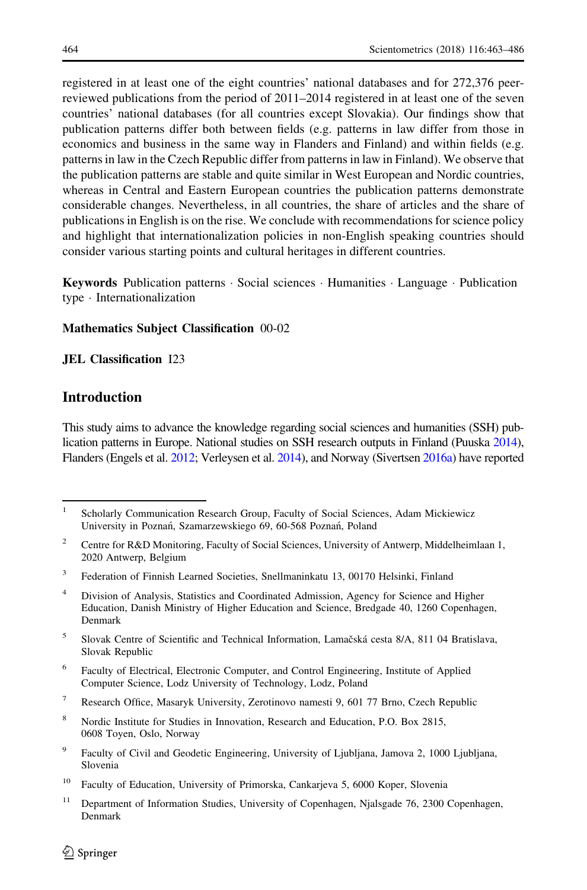registered in at least one of the eight countries' national databases and for 272,376 peer-reviewed publications from the period of 2011–2014 registered in at least one of the seven countries' national databases (for all countries except Slovakia). Our findings show that publication patterns differ both between fields (e.g. patterns in law differ from those in economics and business in the same way in Flanders and Finland) and within fields (e.g. patterns in law in the Czech Republic differ from patterns in law in Finland). We observe that the publication patterns are stable and quite similar in West European and Nordic countries, whereas in Central and Eastern European countries the publication patterns demonstrate considerable changes. Nevertheless, in all countries, the share of articles and the share of publications in English is on the rise. We conclude with recommendations for science policy and highlight that internationalization policies in non-English speaking countries should consider various starting points and cultural heritages in different countries.

**Keywords** Publication patterns · Social sciences · Humanities · Language · Publication type · Internationalization

**Mathematics Subject Classification** 00-02

**JEL Classification** I23

## Introduction

This study aims to advance the knowledge regarding social sciences and humanities (SSH) publication patterns in Europe. National studies on SSH research outputs in Finland (Puuska 2014), Flanders (Engels et al. 2012; Verleysen et al. 2014), and Norway (Sivertsen 2016a) have reported

---

[1] Scholarly Communication Research Group, Faculty of Social Sciences, Adam Mickiewicz University in Poznań, Szamarzewskiego 69, 60-568 Poznań, Poland

[2] Centre for R&D Monitoring, Faculty of Social Sciences, University of Antwerp, Middelheimlaan 1, 2020 Antwerp, Belgium

[3] Federation of Finnish Learned Societies, Snellmaninkatu 13, 00170 Helsinki, Finland

[4] Division of Analysis, Statistics and Coordinated Admission, Agency for Science and Higher Education, Danish Ministry of Higher Education and Science, Bredgade 40, 1260 Copenhagen, Denmark

[5] Slovak Centre of Scientific and Technical Information, Lamačská cesta 8/A, 811 04 Bratislava, Slovak Republic

[6] Faculty of Electrical, Electronic Computer, and Control Engineering, Institute of Applied Computer Science, Lodz University of Technology, Lodz, Poland

[7] Research Office, Masaryk University, Zerotinovo namesti 9, 601 77 Brno, Czech Republic

[8] Nordic Institute for Studies in Innovation, Research and Education, P.O. Box 2815, 0608 Toyen, Oslo, Norway

[9] Faculty of Civil and Geodetic Engineering, University of Ljubljana, Jamova 2, 1000 Ljubljana, Slovenia

[10] Faculty of Education, University of Primorska, Cankarjeva 5, 6000 Koper, Slovenia

[11] Department of Information Studies, University of Copenhagen, Njalsgade 76, 2300 Copenhagen, Denmark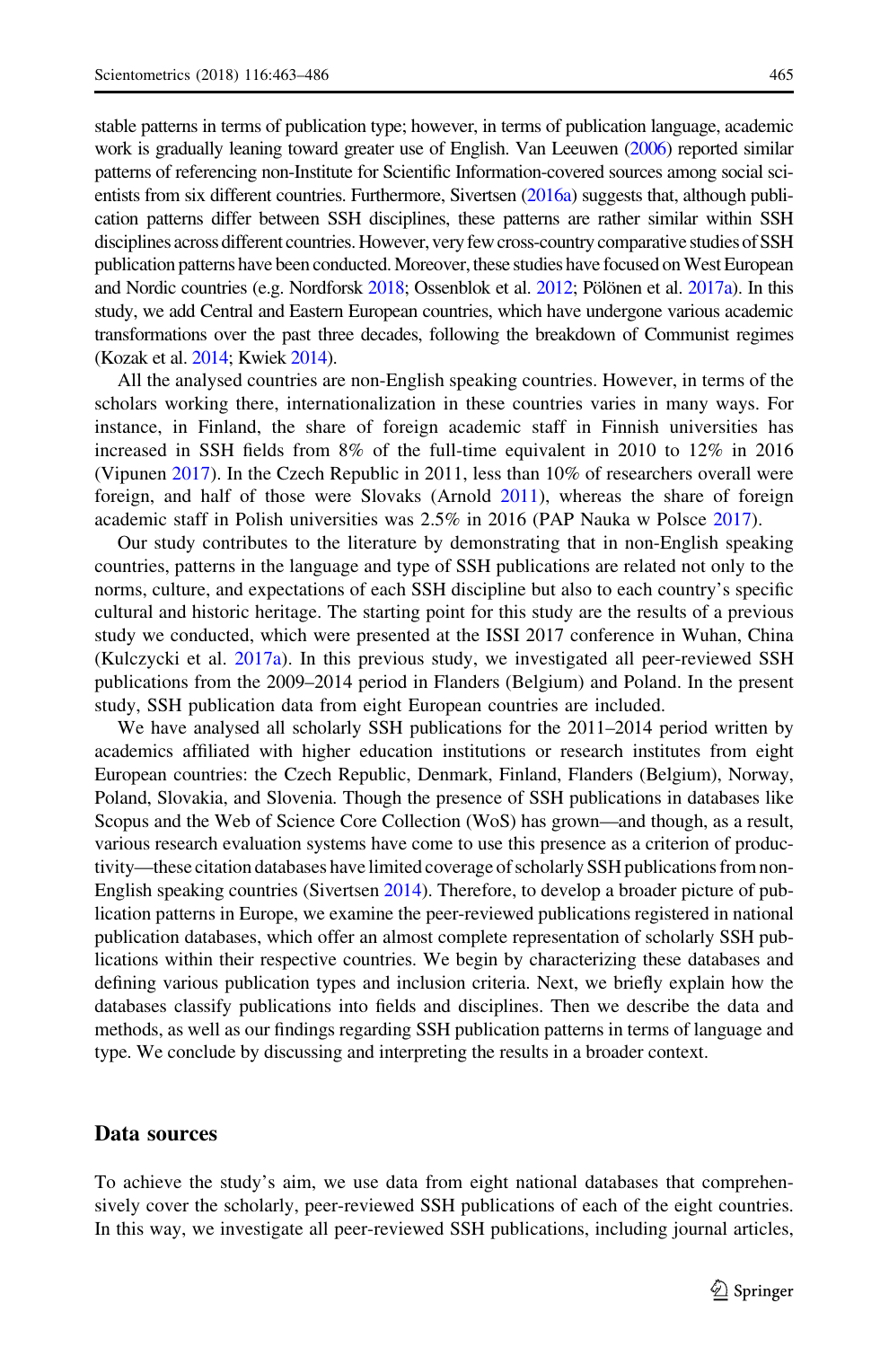stable patterns in terms of publication type; however, in terms of publication language, academic work is gradually leaning toward greater use of English. Van Leeuwen (2006) reported similar patterns of referencing non-Institute for Scientific Information-covered sources among social scientists from six different countries. Furthermore, Sivertsen (2016a) suggests that, although publication patterns differ between SSH disciplines, these patterns are rather similar within SSH disciplines across different countries. However, very few cross-country comparative studies of SSH publication patterns have been conducted. Moreover, these studies have focused on West European and Nordic countries (e.g. Nordforsk 2018; Ossenblok et al. 2012; Pölönen et al. 2017a). In this study, we add Central and Eastern European countries, which have undergone various academic transformations over the past three decades, following the breakdown of Communist regimes (Kozak et al. 2014; Kwiek 2014).

All the analysed countries are non-English speaking countries. However, in terms of the scholars working there, internationalization in these countries varies in many ways. For instance, in Finland, the share of foreign academic staff in Finnish universities has increased in SSH fields from 8% of the full-time equivalent in 2010 to 12% in 2016 (Vipunen 2017). In the Czech Republic in 2011, less than 10% of researchers overall were foreign, and half of those were Slovaks (Arnold 2011), whereas the share of foreign academic staff in Polish universities was 2.5% in 2016 (PAP Nauka w Polsce 2017).

Our study contributes to the literature by demonstrating that in non-English speaking countries, patterns in the language and type of SSH publications are related not only to the norms, culture, and expectations of each SSH discipline but also to each country's specific cultural and historic heritage. The starting point for this study are the results of a previous study we conducted, which were presented at the ISSI 2017 conference in Wuhan, China (Kulczycki et al. 2017a). In this previous study, we investigated all peer-reviewed SSH publications from the 2009–2014 period in Flanders (Belgium) and Poland. In the present study, SSH publication data from eight European countries are included.

We have analysed all scholarly SSH publications for the 2011–2014 period written by academics affiliated with higher education institutions or research institutes from eight European countries: the Czech Republic, Denmark, Finland, Flanders (Belgium), Norway, Poland, Slovakia, and Slovenia. Though the presence of SSH publications in databases like Scopus and the Web of Science Core Collection (WoS) has grown—and though, as a result, various research evaluation systems have come to use this presence as a criterion of productivity—these citation databases have limited coverage of scholarly SSH publications from non-English speaking countries (Sivertsen 2014). Therefore, to develop a broader picture of publication patterns in Europe, we examine the peer-reviewed publications registered in national publication databases, which offer an almost complete representation of scholarly SSH publications within their respective countries. We begin by characterizing these databases and defining various publication types and inclusion criteria. Next, we briefly explain how the databases classify publications into fields and disciplines. Then we describe the data and methods, as well as our findings regarding SSH publication patterns in terms of language and type. We conclude by discussing and interpreting the results in a broader context.

## Data sources

To achieve the study's aim, we use data from eight national databases that comprehensively cover the scholarly, peer-reviewed SSH publications of each of the eight countries. In this way, we investigate all peer-reviewed SSH publications, including journal articles,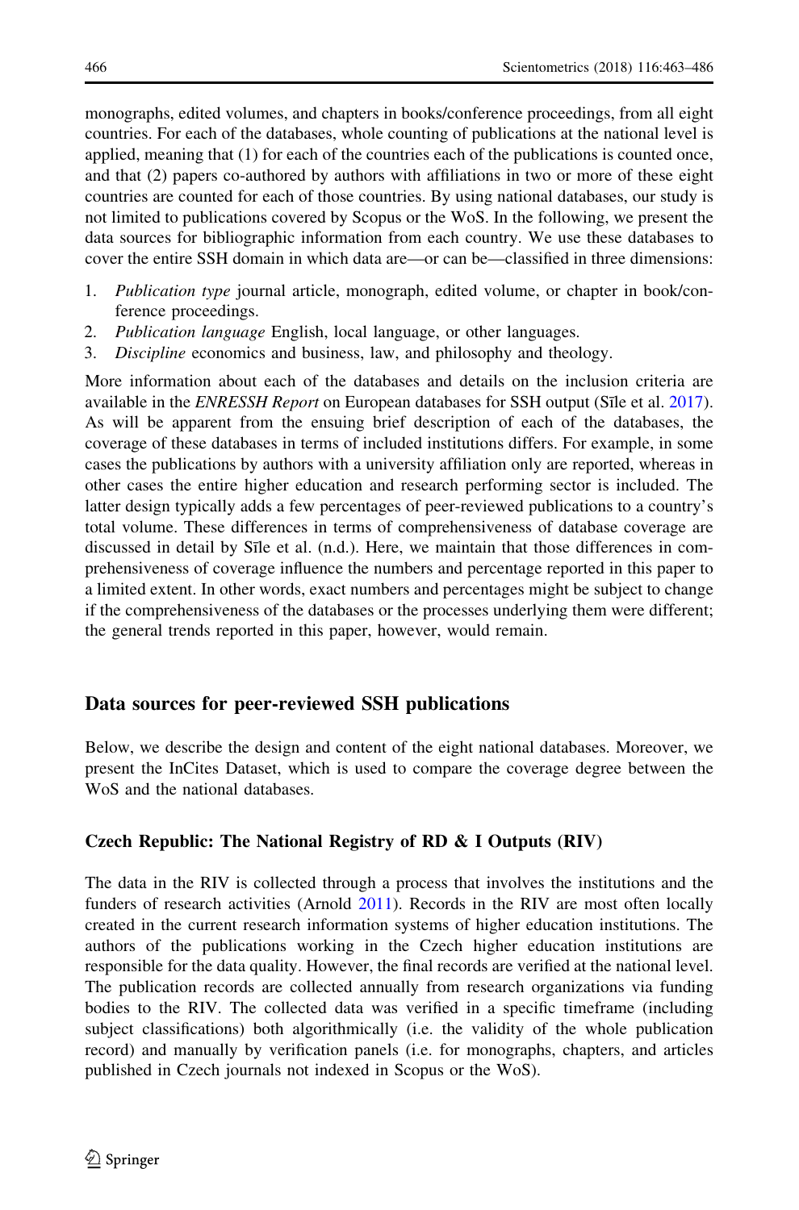monographs, edited volumes, and chapters in books/conference proceedings, from all eight countries. For each of the databases, whole counting of publications at the national level is applied, meaning that (1) for each of the countries each of the publications is counted once, and that (2) papers co-authored by authors with affiliations in two or more of these eight countries are counted for each of those countries. By using national databases, our study is not limited to publications covered by Scopus or the WoS. In the following, we present the data sources for bibliographic information from each country. We use these databases to cover the entire SSH domain in which data are—or can be—classified in three dimensions:

1. *Publication type* journal article, monograph, edited volume, or chapter in book/conference proceedings.
2. *Publication language* English, local language, or other languages.
3. *Discipline* economics and business, law, and philosophy and theology.

More information about each of the databases and details on the inclusion criteria are available in the *ENRESSH Report* on European databases for SSH output (Sīle et al. 2017). As will be apparent from the ensuing brief description of each of the databases, the coverage of these databases in terms of included institutions differs. For example, in some cases the publications by authors with a university affiliation only are reported, whereas in other cases the entire higher education and research performing sector is included. The latter design typically adds a few percentages of peer-reviewed publications to a country's total volume. These differences in terms of comprehensiveness of database coverage are discussed in detail by Sīle et al. (n.d.). Here, we maintain that those differences in comprehensiveness of coverage influence the numbers and percentage reported in this paper to a limited extent. In other words, exact numbers and percentages might be subject to change if the comprehensiveness of the databases or the processes underlying them were different; the general trends reported in this paper, however, would remain.

## Data sources for peer-reviewed SSH publications

Below, we describe the design and content of the eight national databases. Moreover, we present the InCites Dataset, which is used to compare the coverage degree between the WoS and the national databases.

### Czech Republic: The National Registry of RD & I Outputs (RIV)

The data in the RIV is collected through a process that involves the institutions and the funders of research activities (Arnold 2011). Records in the RIV are most often locally created in the current research information systems of higher education institutions. The authors of the publications working in the Czech higher education institutions are responsible for the data quality. However, the final records are verified at the national level. The publication records are collected annually from research organizations via funding bodies to the RIV. The collected data was verified in a specific timeframe (including subject classifications) both algorithmically (i.e. the validity of the whole publication record) and manually by verification panels (i.e. for monographs, chapters, and articles published in Czech journals not indexed in Scopus or the WoS).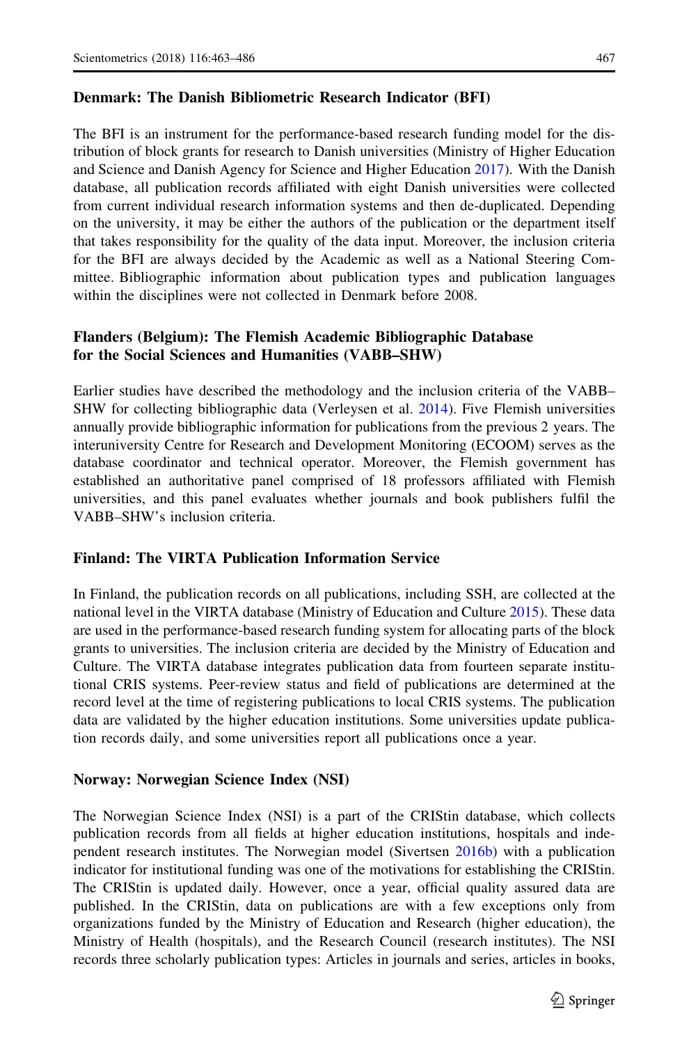### Denmark: The Danish Bibliometric Research Indicator (BFI)

The BFI is an instrument for the performance-based research funding model for the distribution of block grants for research to Danish universities (Ministry of Higher Education and Science and Danish Agency for Science and Higher Education 2017). With the Danish database, all publication records affiliated with eight Danish universities were collected from current individual research information systems and then de-duplicated. Depending on the university, it may be either the authors of the publication or the department itself that takes responsibility for the quality of the data input. Moreover, the inclusion criteria for the BFI are always decided by the Academic as well as a National Steering Committee. Bibliographic information about publication types and publication languages within the disciplines were not collected in Denmark before 2008.

### Flanders (Belgium): The Flemish Academic Bibliographic Database for the Social Sciences and Humanities (VABB–SHW)

Earlier studies have described the methodology and the inclusion criteria of the VABB–SHW for collecting bibliographic data (Verleysen et al. 2014). Five Flemish universities annually provide bibliographic information for publications from the previous 2 years. The interuniversity Centre for Research and Development Monitoring (ECOOM) serves as the database coordinator and technical operator. Moreover, the Flemish government has established an authoritative panel comprised of 18 professors affiliated with Flemish universities, and this panel evaluates whether journals and book publishers fulfil the VABB–SHW's inclusion criteria.

### Finland: The VIRTA Publication Information Service

In Finland, the publication records on all publications, including SSH, are collected at the national level in the VIRTA database (Ministry of Education and Culture 2015). These data are used in the performance-based research funding system for allocating parts of the block grants to universities. The inclusion criteria are decided by the Ministry of Education and Culture. The VIRTA database integrates publication data from fourteen separate institutional CRIS systems. Peer-review status and field of publications are determined at the record level at the time of registering publications to local CRIS systems. The publication data are validated by the higher education institutions. Some universities update publication records daily, and some universities report all publications once a year.

### Norway: Norwegian Science Index (NSI)

The Norwegian Science Index (NSI) is a part of the CRIStin database, which collects publication records from all fields at higher education institutions, hospitals and independent research institutes. The Norwegian model (Sivertsen 2016b) with a publication indicator for institutional funding was one of the motivations for establishing the CRIStin. The CRIStin is updated daily. However, once a year, official quality assured data are published. In the CRIStin, data on publications are with a few exceptions only from organizations funded by the Ministry of Education and Research (higher education), the Ministry of Health (hospitals), and the Research Council (research institutes). The NSI records three scholarly publication types: Articles in journals and series, articles in books,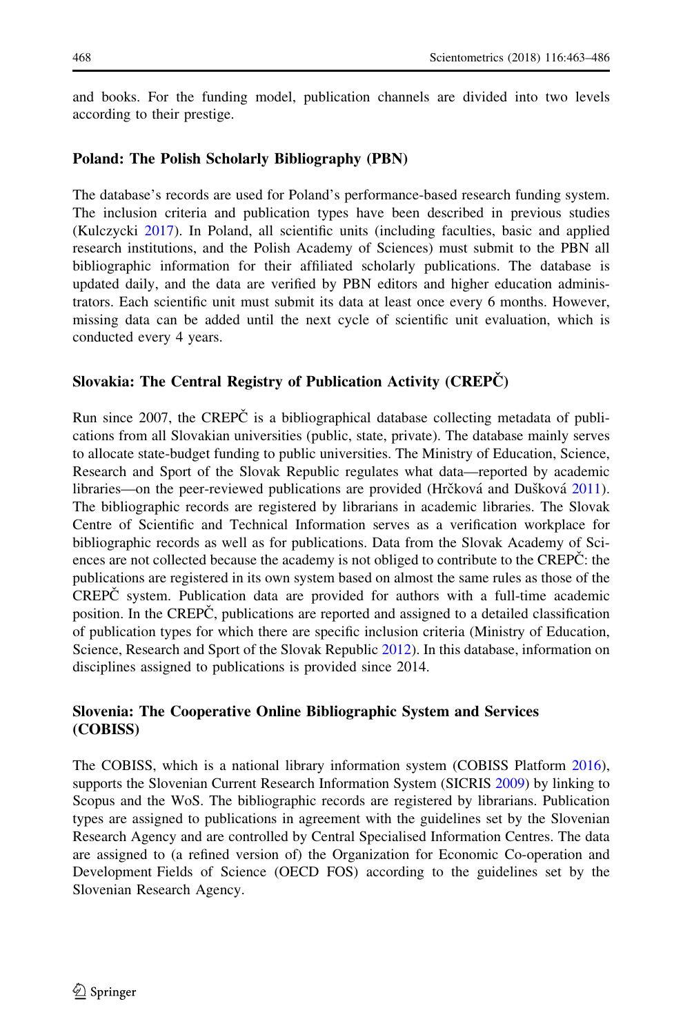and books. For the funding model, publication channels are divided into two levels according to their prestige.

### Poland: The Polish Scholarly Bibliography (PBN)

The database's records are used for Poland's performance-based research funding system. The inclusion criteria and publication types have been described in previous studies (Kulczycki 2017). In Poland, all scientific units (including faculties, basic and applied research institutions, and the Polish Academy of Sciences) must submit to the PBN all bibliographic information for their affiliated scholarly publications. The database is updated daily, and the data are verified by PBN editors and higher education administrators. Each scientific unit must submit its data at least once every 6 months. However, missing data can be added until the next cycle of scientific unit evaluation, which is conducted every 4 years.

### Slovakia: The Central Registry of Publication Activity (CREPČ)

Run since 2007, the CREPČ is a bibliographical database collecting metadata of publications from all Slovakian universities (public, state, private). The database mainly serves to allocate state-budget funding to public universities. The Ministry of Education, Science, Research and Sport of the Slovak Republic regulates what data—reported by academic libraries—on the peer-reviewed publications are provided (Hrčková and Dušková 2011). The bibliographic records are registered by librarians in academic libraries. The Slovak Centre of Scientific and Technical Information serves as a verification workplace for bibliographic records as well as for publications. Data from the Slovak Academy of Sciences are not collected because the academy is not obliged to contribute to the CREPČ: the publications are registered in its own system based on almost the same rules as those of the CREPČ system. Publication data are provided for authors with a full-time academic position. In the CREPČ, publications are reported and assigned to a detailed classification of publication types for which there are specific inclusion criteria (Ministry of Education, Science, Research and Sport of the Slovak Republic 2012). In this database, information on disciplines assigned to publications is provided since 2014.

### Slovenia: The Cooperative Online Bibliographic System and Services (COBISS)

The COBISS, which is a national library information system (COBISS Platform 2016), supports the Slovenian Current Research Information System (SICRIS 2009) by linking to Scopus and the WoS. The bibliographic records are registered by librarians. Publication types are assigned to publications in agreement with the guidelines set by the Slovenian Research Agency and are controlled by Central Specialised Information Centres. The data are assigned to (a refined version of) the Organization for Economic Co-operation and Development Fields of Science (OECD FOS) according to the guidelines set by the Slovenian Research Agency.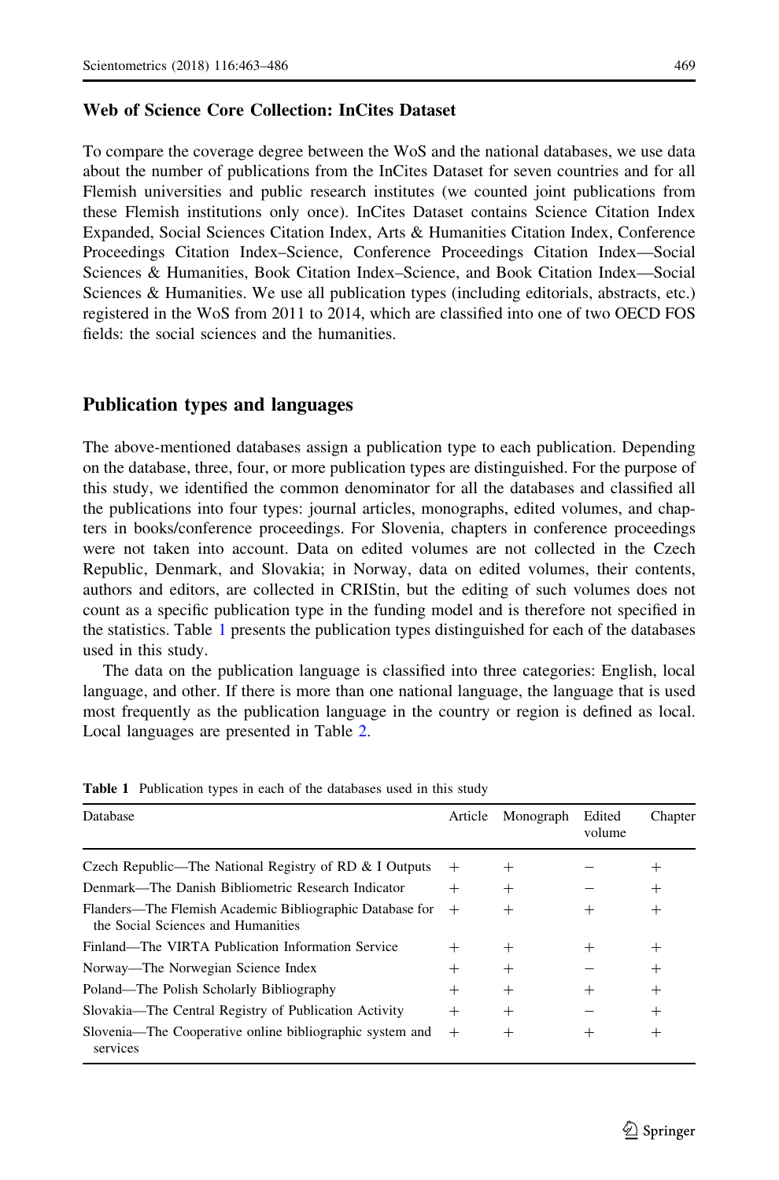### Web of Science Core Collection: InCites Dataset

To compare the coverage degree between the WoS and the national databases, we use data about the number of publications from the InCites Dataset for seven countries and for all Flemish universities and public research institutes (we counted joint publications from these Flemish institutions only once). InCites Dataset contains Science Citation Index Expanded, Social Sciences Citation Index, Arts & Humanities Citation Index, Conference Proceedings Citation Index–Science, Conference Proceedings Citation Index—Social Sciences & Humanities, Book Citation Index–Science, and Book Citation Index—Social Sciences & Humanities. We use all publication types (including editorials, abstracts, etc.) registered in the WoS from 2011 to 2014, which are classified into one of two OECD FOS fields: the social sciences and the humanities.

## Publication types and languages

The above-mentioned databases assign a publication type to each publication. Depending on the database, three, four, or more publication types are distinguished. For the purpose of this study, we identified the common denominator for all the databases and classified all the publications into four types: journal articles, monographs, edited volumes, and chapters in books/conference proceedings. For Slovenia, chapters in conference proceedings were not taken into account. Data on edited volumes are not collected in the Czech Republic, Denmark, and Slovakia; in Norway, data on edited volumes, their contents, authors and editors, are collected in CRIStin, but the editing of such volumes does not count as a specific publication type in the funding model and is therefore not specified in the statistics. Table 1 presents the publication types distinguished for each of the databases used in this study.

The data on the publication language is classified into three categories: English, local language, and other. If there is more than one national language, the language that is used most frequently as the publication language in the country or region is defined as local. Local languages are presented in Table 2.

**Table 1** Publication types in each of the databases used in this study

| Database | Article | Monograph | Edited volume | Chapter |
|---|---|---|---|---|
| Czech Republic—The National Registry of RD & I Outputs | + | + | − | + |
| Denmark—The Danish Bibliometric Research Indicator | + | + | − | + |
| Flanders—The Flemish Academic Bibliographic Database for the Social Sciences and Humanities | + | + | + | + |
| Finland—The VIRTA Publication Information Service | + | + | + | + |
| Norway—The Norwegian Science Index | + | + | − | + |
| Poland—The Polish Scholarly Bibliography | + | + | + | + |
| Slovakia—The Central Registry of Publication Activity | + | + | − | + |
| Slovenia—The Cooperative online bibliographic system and services | + | + | + | + |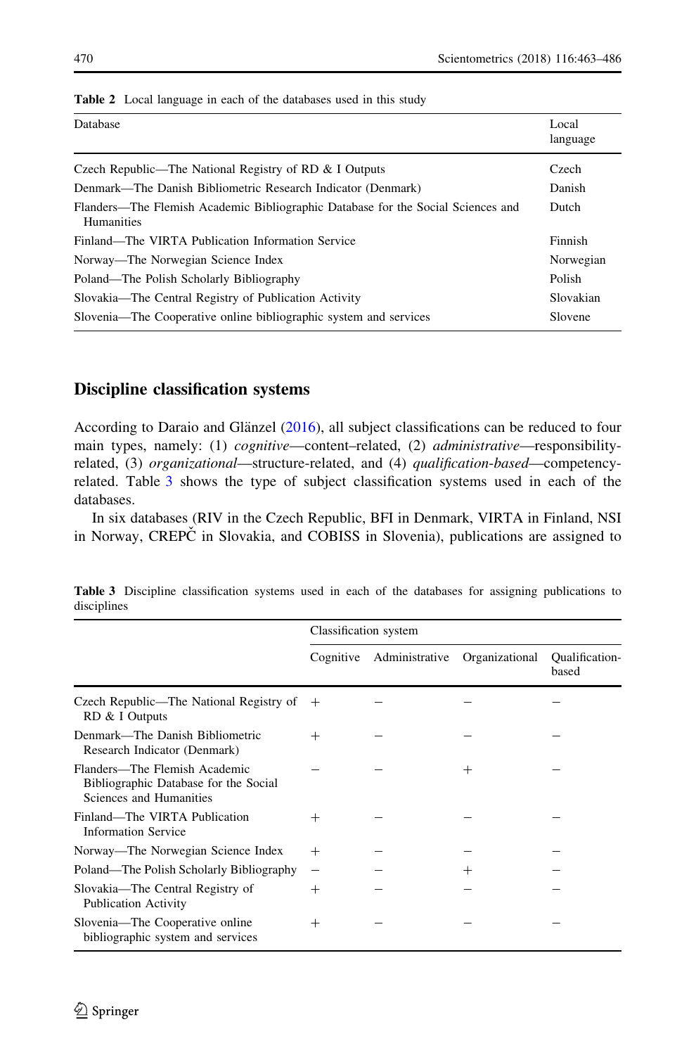**Table 2** Local language in each of the databases used in this study

| Database | Local language |
|---|---|
| Czech Republic—The National Registry of RD & I Outputs | Czech |
| Denmark—The Danish Bibliometric Research Indicator (Denmark) | Danish |
| Flanders—The Flemish Academic Bibliographic Database for the Social Sciences and Humanities | Dutch |
| Finland—The VIRTA Publication Information Service | Finnish |
| Norway—The Norwegian Science Index | Norwegian |
| Poland—The Polish Scholarly Bibliography | Polish |
| Slovakia—The Central Registry of Publication Activity | Slovakian |
| Slovenia—The Cooperative online bibliographic system and services | Slovene |

## Discipline classification systems

According to Daraio and Glänzel (2016), all subject classifications can be reduced to four main types, namely: (1) *cognitive*—content–related, (2) *administrative*—responsibility-related, (3) *organizational*—structure-related, and (4) *qualification-based*—competency-related. Table 3 shows the type of subject classification systems used in each of the databases.

In six databases (RIV in the Czech Republic, BFI in Denmark, VIRTA in Finland, NSI in Norway, CREPČ in Slovakia, and COBISS in Slovenia), publications are assigned to

**Table 3** Discipline classification systems used in each of the databases for assigning publications to disciplines

| | Classification system | | | |
|---|---|---|---|---|
| | Cognitive | Administrative | Organizational | Qualification-based |
| Czech Republic—The National Registry of RD & I Outputs | + | – | – | – |
| Denmark—The Danish Bibliometric Research Indicator (Denmark) | + | – | – | – |
| Flanders—The Flemish Academic Bibliographic Database for the Social Sciences and Humanities | – | – | + | – |
| Finland—The VIRTA Publication Information Service | + | – | – | – |
| Norway—The Norwegian Science Index | + | – | – | – |
| Poland—The Polish Scholarly Bibliography | – | – | + | – |
| Slovakia—The Central Registry of Publication Activity | + | – | – | – |
| Slovenia—The Cooperative online bibliographic system and services | + | – | – | – |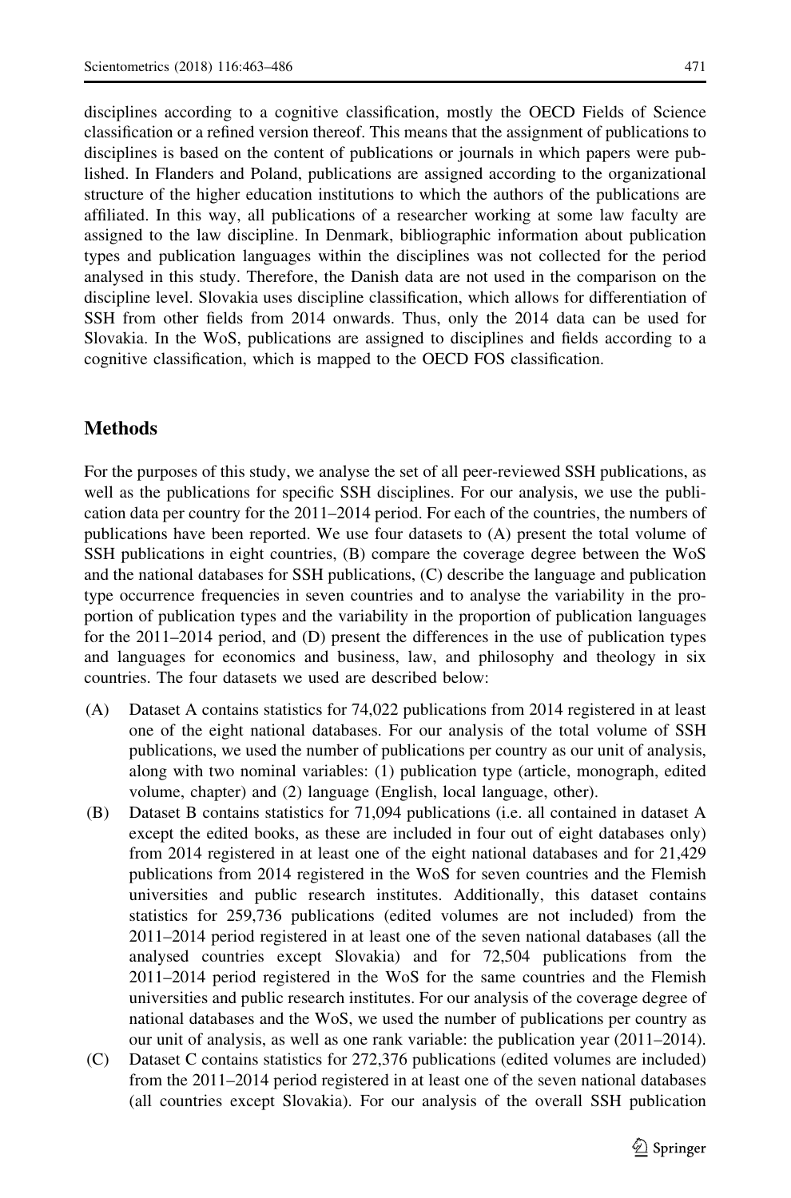disciplines according to a cognitive classification, mostly the OECD Fields of Science classification or a refined version thereof. This means that the assignment of publications to disciplines is based on the content of publications or journals in which papers were published. In Flanders and Poland, publications are assigned according to the organizational structure of the higher education institutions to which the authors of the publications are affiliated. In this way, all publications of a researcher working at some law faculty are assigned to the law discipline. In Denmark, bibliographic information about publication types and publication languages within the disciplines was not collected for the period analysed in this study. Therefore, the Danish data are not used in the comparison on the discipline level. Slovakia uses discipline classification, which allows for differentiation of SSH from other fields from 2014 onwards. Thus, only the 2014 data can be used for Slovakia. In the WoS, publications are assigned to disciplines and fields according to a cognitive classification, which is mapped to the OECD FOS classification.

## Methods

For the purposes of this study, we analyse the set of all peer-reviewed SSH publications, as well as the publications for specific SSH disciplines. For our analysis, we use the publication data per country for the 2011–2014 period. For each of the countries, the numbers of publications have been reported. We use four datasets to (A) present the total volume of SSH publications in eight countries, (B) compare the coverage degree between the WoS and the national databases for SSH publications, (C) describe the language and publication type occurrence frequencies in seven countries and to analyse the variability in the proportion of publication types and the variability in the proportion of publication languages for the 2011–2014 period, and (D) present the differences in the use of publication types and languages for economics and business, law, and philosophy and theology in six countries. The four datasets we used are described below:

(A) Dataset A contains statistics for 74,022 publications from 2014 registered in at least one of the eight national databases. For our analysis of the total volume of SSH publications, we used the number of publications per country as our unit of analysis, along with two nominal variables: (1) publication type (article, monograph, edited volume, chapter) and (2) language (English, local language, other).

(B) Dataset B contains statistics for 71,094 publications (i.e. all contained in dataset A except the edited books, as these are included in four out of eight databases only) from 2014 registered in at least one of the eight national databases and for 21,429 publications from 2014 registered in the WoS for seven countries and the Flemish universities and public research institutes. Additionally, this dataset contains statistics for 259,736 publications (edited volumes are not included) from the 2011–2014 period registered in at least one of the seven national databases (all the analysed countries except Slovakia) and for 72,504 publications from the 2011–2014 period registered in the WoS for the same countries and the Flemish universities and public research institutes. For our analysis of the coverage degree of national databases and the WoS, we used the number of publications per country as our unit of analysis, as well as one rank variable: the publication year (2011–2014).

(C) Dataset C contains statistics for 272,376 publications (edited volumes are included) from the 2011–2014 period registered in at least one of the seven national databases (all countries except Slovakia). For our analysis of the overall SSH publication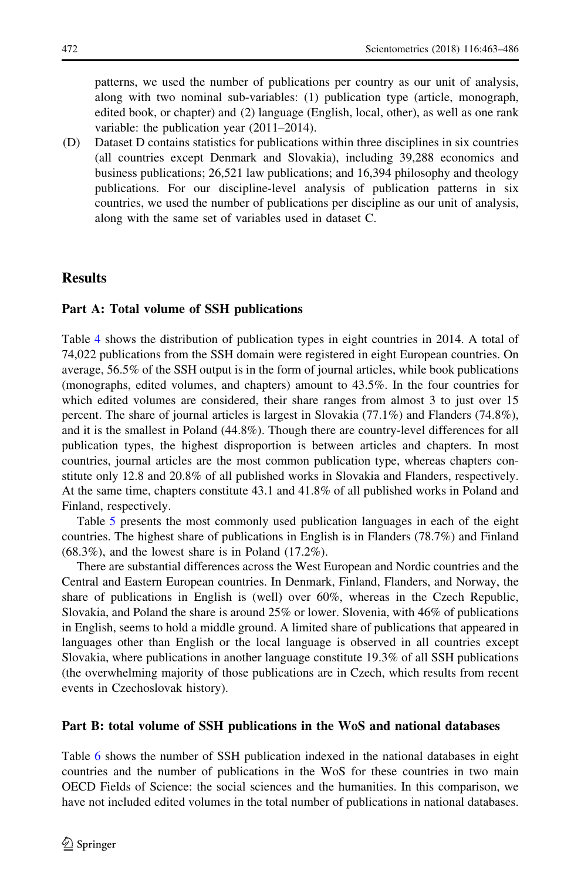patterns, we used the number of publications per country as our unit of analysis, along with two nominal sub-variables: (1) publication type (article, monograph, edited book, or chapter) and (2) language (English, local, other), as well as one rank variable: the publication year (2011–2014).

(D) Dataset D contains statistics for publications within three disciplines in six countries (all countries except Denmark and Slovakia), including 39,288 economics and business publications; 26,521 law publications; and 16,394 philosophy and theology publications. For our discipline-level analysis of publication patterns in six countries, we used the number of publications per discipline as our unit of analysis, along with the same set of variables used in dataset C.

## Results

### Part A: Total volume of SSH publications

Table 4 shows the distribution of publication types in eight countries in 2014. A total of 74,022 publications from the SSH domain were registered in eight European countries. On average, 56.5% of the SSH output is in the form of journal articles, while book publications (monographs, edited volumes, and chapters) amount to 43.5%. In the four countries for which edited volumes are considered, their share ranges from almost 3 to just over 15 percent. The share of journal articles is largest in Slovakia (77.1%) and Flanders (74.8%), and it is the smallest in Poland (44.8%). Though there are country-level differences for all publication types, the highest disproportion is between articles and chapters. In most countries, journal articles are the most common publication type, whereas chapters constitute only 12.8 and 20.8% of all published works in Slovakia and Flanders, respectively. At the same time, chapters constitute 43.1 and 41.8% of all published works in Poland and Finland, respectively.

Table 5 presents the most commonly used publication languages in each of the eight countries. The highest share of publications in English is in Flanders (78.7%) and Finland (68.3%), and the lowest share is in Poland (17.2%).

There are substantial differences across the West European and Nordic countries and the Central and Eastern European countries. In Denmark, Finland, Flanders, and Norway, the share of publications in English is (well) over 60%, whereas in the Czech Republic, Slovakia, and Poland the share is around 25% or lower. Slovenia, with 46% of publications in English, seems to hold a middle ground. A limited share of publications that appeared in languages other than English or the local language is observed in all countries except Slovakia, where publications in another language constitute 19.3% of all SSH publications (the overwhelming majority of those publications are in Czech, which results from recent events in Czechoslovak history).

### Part B: total volume of SSH publications in the WoS and national databases

Table 6 shows the number of SSH publication indexed in the national databases in eight countries and the number of publications in the WoS for these countries in two main OECD Fields of Science: the social sciences and the humanities. In this comparison, we have not included edited volumes in the total number of publications in national databases.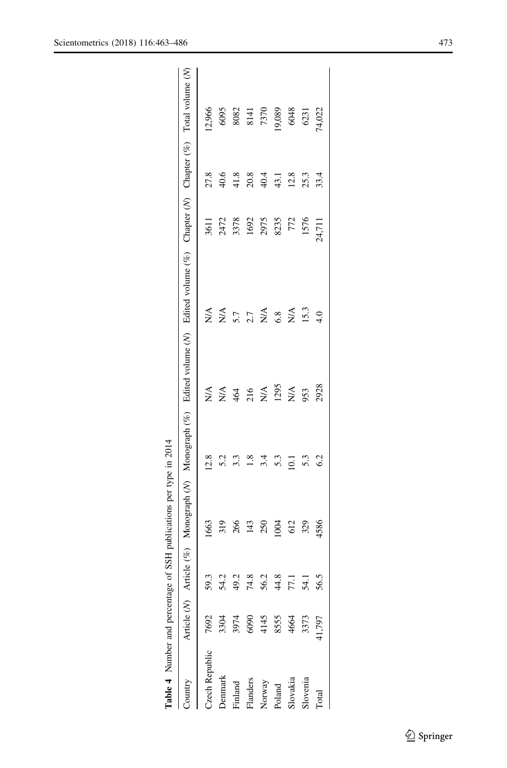**Table 4** Number and percentage of SSH publications per type in 2014

| Country | Article (N) | Article (%) | Monograph (N) | Monograph (%) | Edited volume (N) | Edited volume (%) | Chapter (N) | Chapter (%) | Total volume (N) |
|---|---|---|---|---|---|---|---|---|---|
| Czech Republic | 7692 | 59.3 | 1663 | 12.8 | N/A | N/A | 3611 | 27.8 | 12,966 |
| Denmark | 3304 | 54.2 | 319 | 5.2 | N/A | N/A | 2472 | 40.6 | 6095 |
| Finland | 3974 | 49.2 | 266 | 3.3 | 464 | 5.7 | 3378 | 41.8 | 8082 |
| Flanders | 6090 | 74.8 | 143 | 1.8 | 216 | 2.7 | 1692 | 20.8 | 8141 |
| Norway | 4145 | 56.2 | 250 | 3.4 | N/A | N/A | 2975 | 40.4 | 7370 |
| Poland | 8555 | 44.8 | 1004 | 5.3 | 1295 | 6.8 | 8235 | 43.1 | 19,089 |
| Slovakia | 4664 | 77.1 | 612 | 10.1 | N/A | N/A | 772 | 12.8 | 6048 |
| Slovenia | 3373 | 54.1 | 329 | 5.3 | 953 | 15.3 | 1576 | 25.3 | 6231 |
| Total | 41,797 | 56.5 | 4586 | 6.2 | 2928 | 4.0 | 24,711 | 33.4 | 74,022 |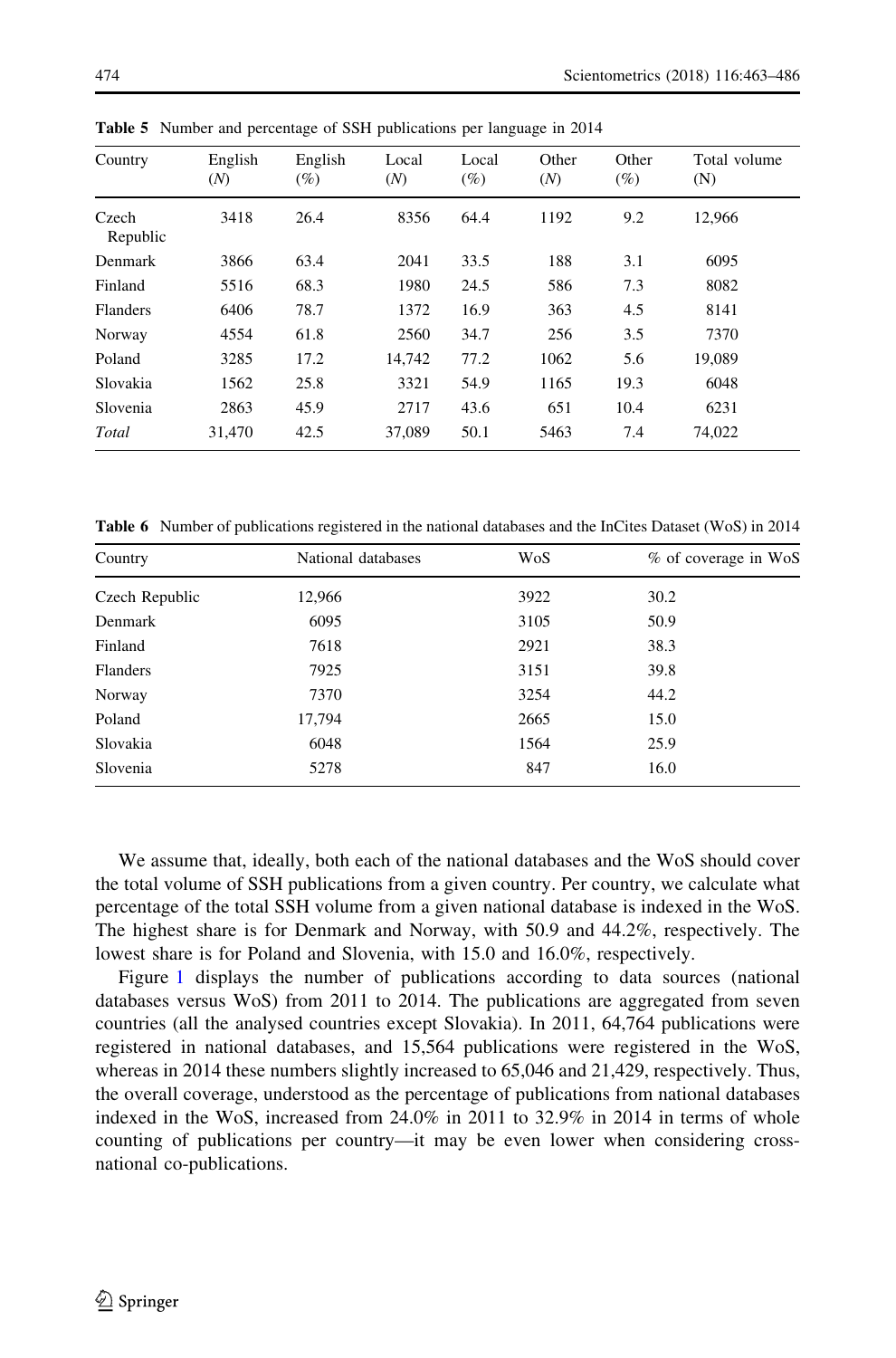**Table 5** Number and percentage of SSH publications per language in 2014

| Country | English (*N*) | English (%) | Local (*N*) | Local (%) | Other (*N*) | Other (%) | Total volume (N) |
|---|---|---|---|---|---|---|---|
| Czech Republic | 3418 | 26.4 | 8356 | 64.4 | 1192 | 9.2 | 12,966 |
| Denmark | 3866 | 63.4 | 2041 | 33.5 | 188 | 3.1 | 6095 |
| Finland | 5516 | 68.3 | 1980 | 24.5 | 586 | 7.3 | 8082 |
| Flanders | 6406 | 78.7 | 1372 | 16.9 | 363 | 4.5 | 8141 |
| Norway | 4554 | 61.8 | 2560 | 34.7 | 256 | 3.5 | 7370 |
| Poland | 3285 | 17.2 | 14,742 | 77.2 | 1062 | 5.6 | 19,089 |
| Slovakia | 1562 | 25.8 | 3321 | 54.9 | 1165 | 19.3 | 6048 |
| Slovenia | 2863 | 45.9 | 2717 | 43.6 | 651 | 10.4 | 6231 |
| *Total* | 31,470 | 42.5 | 37,089 | 50.1 | 5463 | 7.4 | 74,022 |

**Table 6** Number of publications registered in the national databases and the InCites Dataset (WoS) in 2014

| Country | National databases | WoS | % of coverage in WoS |
|---|---|---|---|
| Czech Republic | 12,966 | 3922 | 30.2 |
| Denmark | 6095 | 3105 | 50.9 |
| Finland | 7618 | 2921 | 38.3 |
| Flanders | 7925 | 3151 | 39.8 |
| Norway | 7370 | 3254 | 44.2 |
| Poland | 17,794 | 2665 | 15.0 |
| Slovakia | 6048 | 1564 | 25.9 |
| Slovenia | 5278 | 847 | 16.0 |

We assume that, ideally, both each of the national databases and the WoS should cover the total volume of SSH publications from a given country. Per country, we calculate what percentage of the total SSH volume from a given national database is indexed in the WoS. The highest share is for Denmark and Norway, with 50.9 and 44.2%, respectively. The lowest share is for Poland and Slovenia, with 15.0 and 16.0%, respectively.

Figure 1 displays the number of publications according to data sources (national databases versus WoS) from 2011 to 2014. The publications are aggregated from seven countries (all the analysed countries except Slovakia). In 2011, 64,764 publications were registered in national databases, and 15,564 publications were registered in the WoS, whereas in 2014 these numbers slightly increased to 65,046 and 21,429, respectively. Thus, the overall coverage, understood as the percentage of publications from national databases indexed in the WoS, increased from 24.0% in 2011 to 32.9% in 2014 in terms of whole counting of publications per country—it may be even lower when considering cross-national co-publications.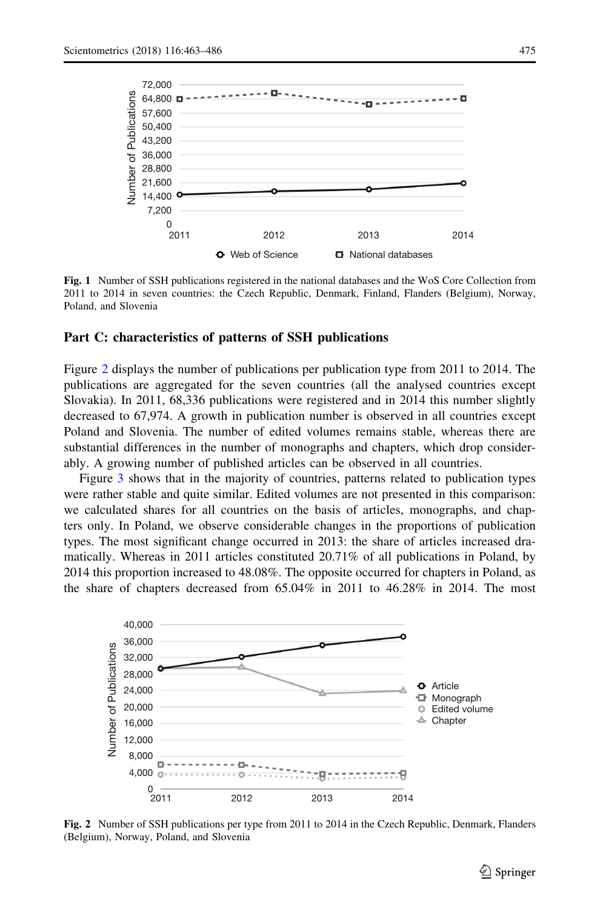**Fig. 1** Number of SSH publications registered in the national databases and the WoS Core Collection from 2011 to 2014 in seven countries: the Czech Republic, Denmark, Finland, Flanders (Belgium), Norway, Poland, and Slovenia

## Part C: characteristics of patterns of SSH publications

Figure 2 displays the number of publications per publication type from 2011 to 2014. The publications are aggregated for the seven countries (all the analysed countries except Slovakia). In 2011, 68,336 publications were registered and in 2014 this number slightly decreased to 67,974. A growth in publication number is observed in all countries except Poland and Slovenia. The number of edited volumes remains stable, whereas there are substantial differences in the number of monographs and chapters, which drop considerably. A growing number of published articles can be observed in all countries.

Figure 3 shows that in the majority of countries, patterns related to publication types were rather stable and quite similar. Edited volumes are not presented in this comparison: we calculated shares for all countries on the basis of articles, monographs, and chapters only. In Poland, we observe considerable changes in the proportions of publication types. The most significant change occurred in 2013: the share of articles increased dramatically. Whereas in 2011 articles constituted 20.71% of all publications in Poland, by 2014 this proportion increased to 48.08%. The opposite occurred for chapters in Poland, as the share of chapters decreased from 65.04% in 2011 to 46.28% in 2014. The most

**Fig. 2** Number of SSH publications per type from 2011 to 2014 in the Czech Republic, Denmark, Flanders (Belgium), Norway, Poland, and Slovenia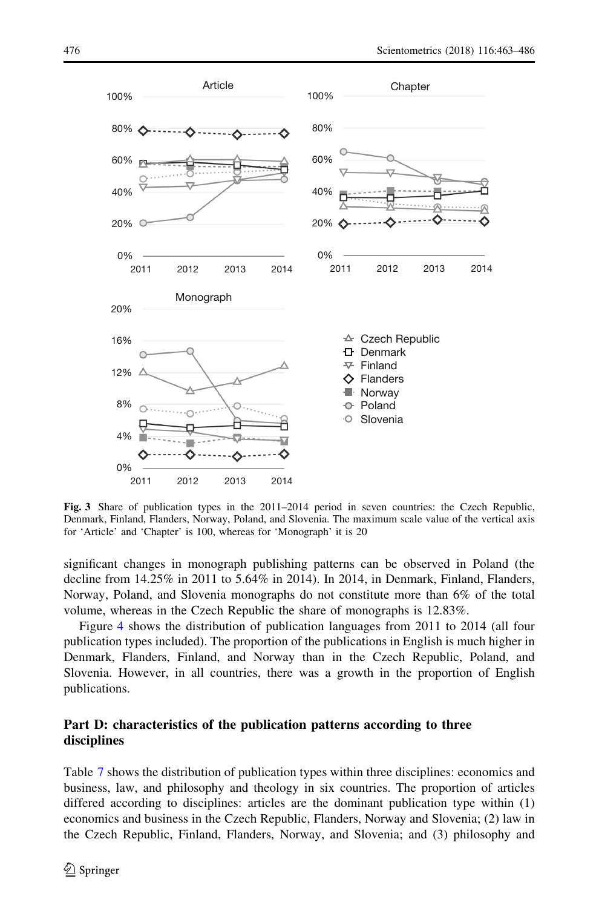**Fig. 3** Share of publication types in the 2011–2014 period in seven countries: the Czech Republic, Denmark, Finland, Flanders, Norway, Poland, and Slovenia. The maximum scale value of the vertical axis for 'Article' and 'Chapter' is 100, whereas for 'Monograph' it is 20

significant changes in monograph publishing patterns can be observed in Poland (the decline from 14.25% in 2011 to 5.64% in 2014). In 2014, in Denmark, Finland, Flanders, Norway, Poland, and Slovenia monographs do not constitute more than 6% of the total volume, whereas in the Czech Republic the share of monographs is 12.83%.

Figure 4 shows the distribution of publication languages from 2011 to 2014 (all four publication types included). The proportion of the publications in English is much higher in Denmark, Flanders, Finland, and Norway than in the Czech Republic, Poland, and Slovenia. However, in all countries, there was a growth in the proportion of English publications.

## Part D: characteristics of the publication patterns according to three disciplines

Table 7 shows the distribution of publication types within three disciplines: economics and business, law, and philosophy and theology in six countries. The proportion of articles differed according to disciplines: articles are the dominant publication type within (1) economics and business in the Czech Republic, Flanders, Norway and Slovenia; (2) law in the Czech Republic, Finland, Flanders, Norway, and Slovenia; and (3) philosophy and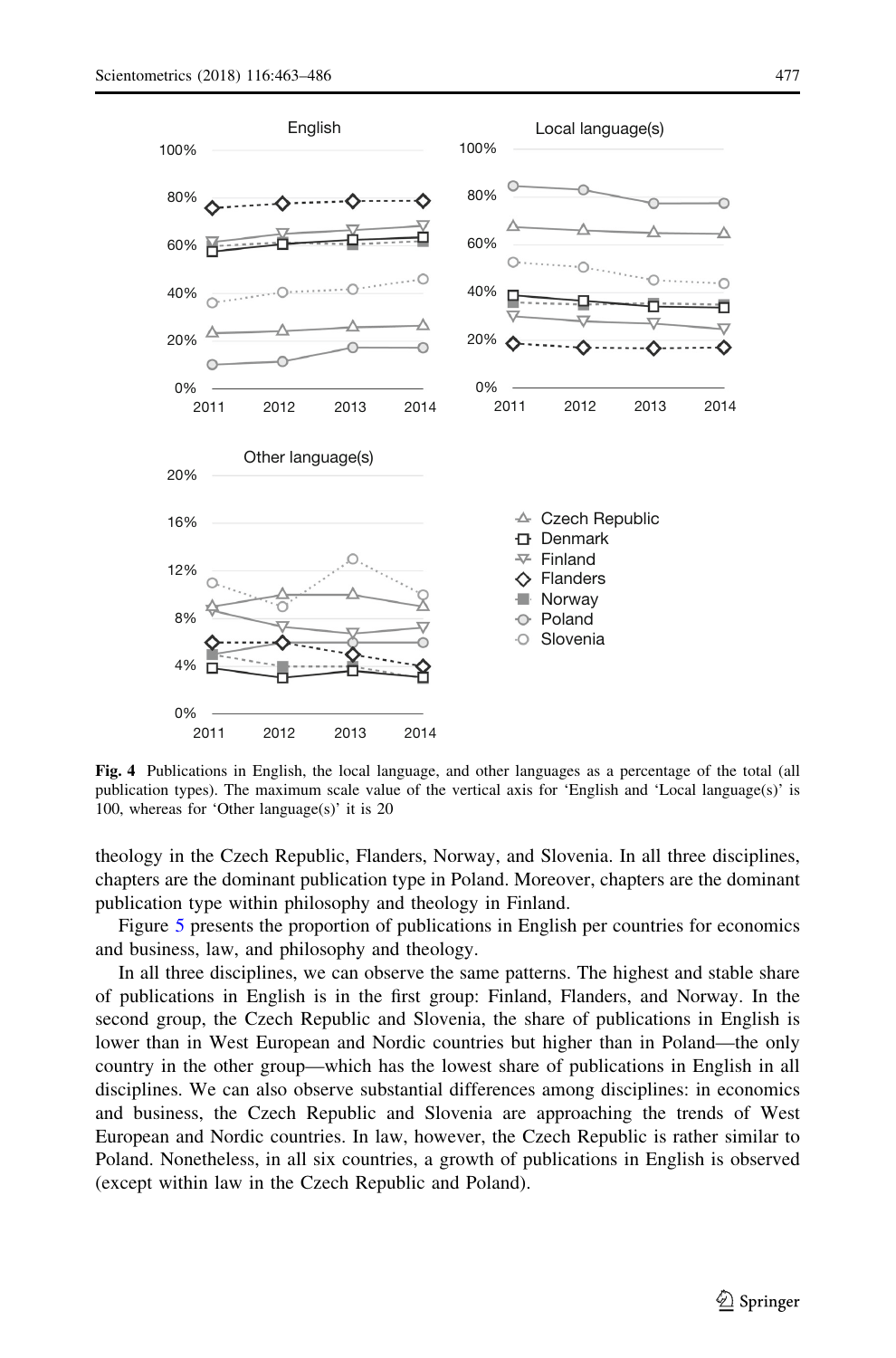**Fig. 4** Publications in English, the local language, and other languages as a percentage of the total (all publication types). The maximum scale value of the vertical axis for 'English and 'Local language(s)' is 100, whereas for 'Other language(s)' it is 20

theology in the Czech Republic, Flanders, Norway, and Slovenia. In all three disciplines, chapters are the dominant publication type in Poland. Moreover, chapters are the dominant publication type within philosophy and theology in Finland.

Figure 5 presents the proportion of publications in English per countries for economics and business, law, and philosophy and theology.

In all three disciplines, we can observe the same patterns. The highest and stable share of publications in English is in the first group: Finland, Flanders, and Norway. In the second group, the Czech Republic and Slovenia, the share of publications in English is lower than in West European and Nordic countries but higher than in Poland—the only country in the other group—which has the lowest share of publications in English in all disciplines. We can also observe substantial differences among disciplines: in economics and business, the Czech Republic and Slovenia are approaching the trends of West European and Nordic countries. In law, however, the Czech Republic is rather similar to Poland. Nonetheless, in all six countries, a growth of publications in English is observed (except within law in the Czech Republic and Poland).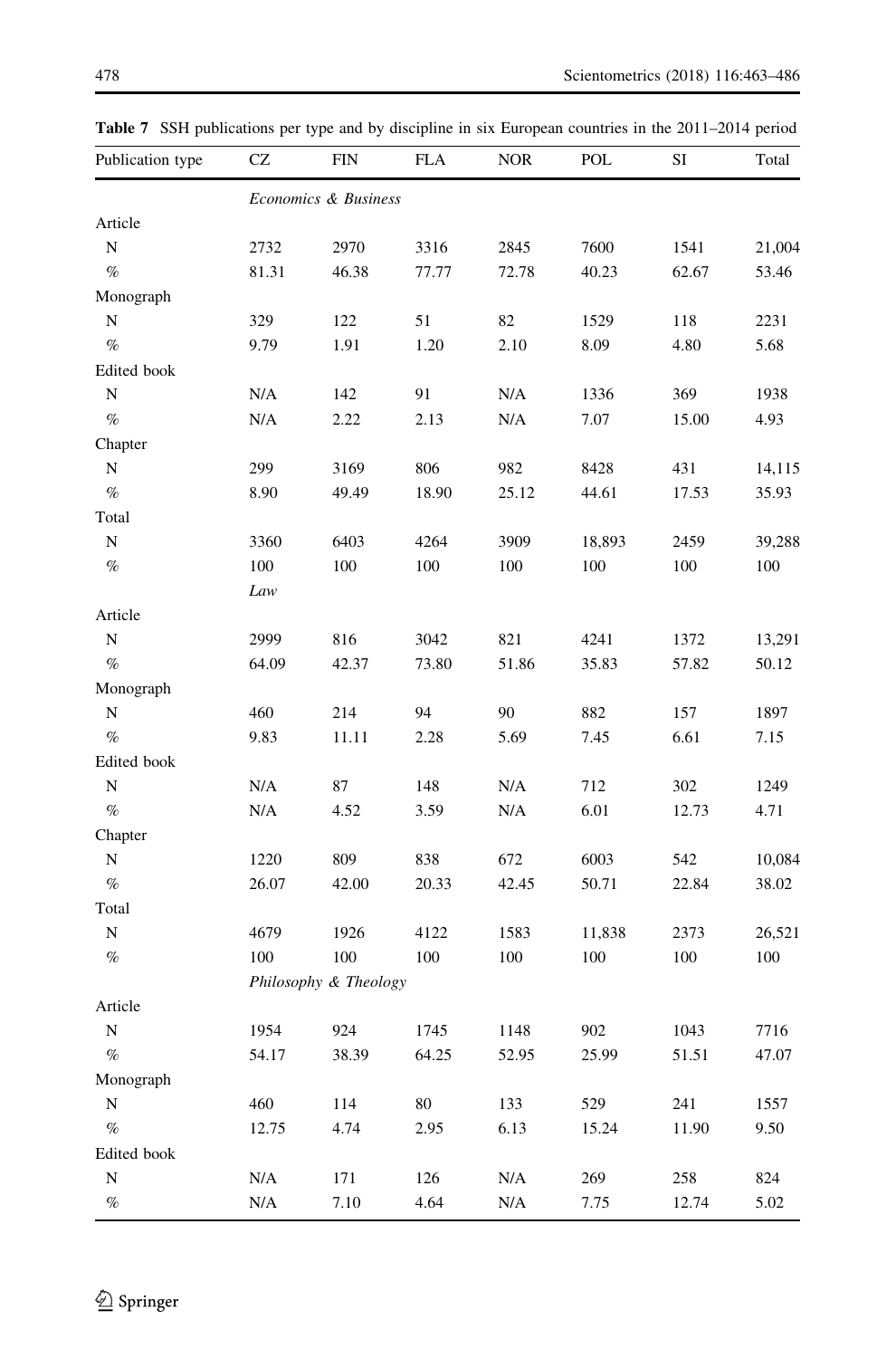**Table 7** SSH publications per type and by discipline in six European countries in the 2011–2014 period

| Publication type | CZ | FIN | FLA | NOR | POL | SI | Total |
|---|---|---|---|---|---|---|---|
| | *Economics & Business* | | | | | | |
| Article | | | | | | | |
| N | 2732 | 2970 | 3316 | 2845 | 7600 | 1541 | 21,004 |
| % | 81.31 | 46.38 | 77.77 | 72.78 | 40.23 | 62.67 | 53.46 |
| Monograph | | | | | | | |
| N | 329 | 122 | 51 | 82 | 1529 | 118 | 2231 |
| % | 9.79 | 1.91 | 1.20 | 2.10 | 8.09 | 4.80 | 5.68 |
| Edited book | | | | | | | |
| N | N/A | 142 | 91 | N/A | 1336 | 369 | 1938 |
| % | N/A | 2.22 | 2.13 | N/A | 7.07 | 15.00 | 4.93 |
| Chapter | | | | | | | |
| N | 299 | 3169 | 806 | 982 | 8428 | 431 | 14,115 |
| % | 8.90 | 49.49 | 18.90 | 25.12 | 44.61 | 17.53 | 35.93 |
| Total | | | | | | | |
| N | 3360 | 6403 | 4264 | 3909 | 18,893 | 2459 | 39,288 |
| % | 100 | 100 | 100 | 100 | 100 | 100 | 100 |
| | *Law* | | | | | | |
| Article | | | | | | | |
| N | 2999 | 816 | 3042 | 821 | 4241 | 1372 | 13,291 |
| % | 64.09 | 42.37 | 73.80 | 51.86 | 35.83 | 57.82 | 50.12 |
| Monograph | | | | | | | |
| N | 460 | 214 | 94 | 90 | 882 | 157 | 1897 |
| % | 9.83 | 11.11 | 2.28 | 5.69 | 7.45 | 6.61 | 7.15 |
| Edited book | | | | | | | |
| N | N/A | 87 | 148 | N/A | 712 | 302 | 1249 |
| % | N/A | 4.52 | 3.59 | N/A | 6.01 | 12.73 | 4.71 |
| Chapter | | | | | | | |
| N | 1220 | 809 | 838 | 672 | 6003 | 542 | 10,084 |
| % | 26.07 | 42.00 | 20.33 | 42.45 | 50.71 | 22.84 | 38.02 |
| Total | | | | | | | |
| N | 4679 | 1926 | 4122 | 1583 | 11,838 | 2373 | 26,521 |
| % | 100 | 100 | 100 | 100 | 100 | 100 | 100 |
| | *Philosophy & Theology* | | | | | | |
| Article | | | | | | | |
| N | 1954 | 924 | 1745 | 1148 | 902 | 1043 | 7716 |
| % | 54.17 | 38.39 | 64.25 | 52.95 | 25.99 | 51.51 | 47.07 |
| Monograph | | | | | | | |
| N | 460 | 114 | 80 | 133 | 529 | 241 | 1557 |
| % | 12.75 | 4.74 | 2.95 | 6.13 | 15.24 | 11.90 | 9.50 |
| Edited book | | | | | | | |
| N | N/A | 171 | 126 | N/A | 269 | 258 | 824 |
| % | N/A | 7.10 | 4.64 | N/A | 7.75 | 12.74 | 5.02 |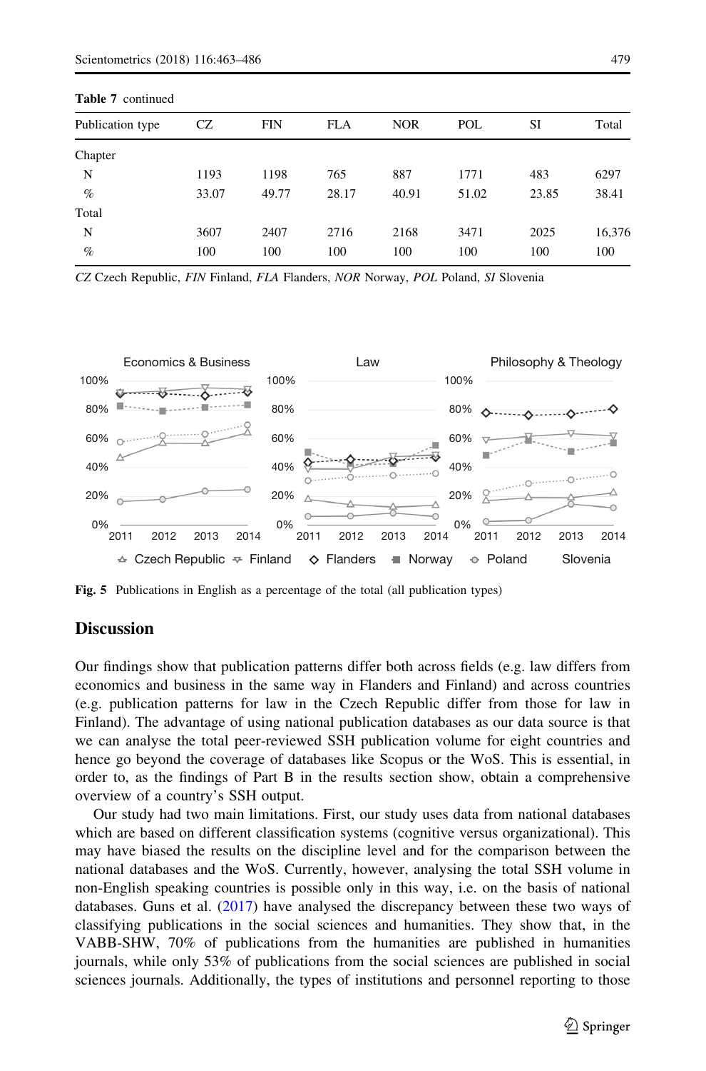**Table 7** continued

| Publication type | CZ | FIN | FLA | NOR | POL | SI | Total |
|---|---|---|---|---|---|---|---|
| Chapter | | | | | | | |
| N | 1193 | 1198 | 765 | 887 | 1771 | 483 | 6297 |
| % | 33.07 | 49.77 | 28.17 | 40.91 | 51.02 | 23.85 | 38.41 |
| Total | | | | | | | |
| N | 3607 | 2407 | 2716 | 2168 | 3471 | 2025 | 16,376 |
| % | 100 | 100 | 100 | 100 | 100 | 100 | 100 |

*CZ* Czech Republic, *FIN* Finland, *FLA* Flanders, *NOR* Norway, *POL* Poland, *SI* Slovenia

**Fig. 5** Publications in English as a percentage of the total (all publication types)

## Discussion

Our findings show that publication patterns differ both across fields (e.g. law differs from economics and business in the same way in Flanders and Finland) and across countries (e.g. publication patterns for law in the Czech Republic differ from those for law in Finland). The advantage of using national publication databases as our data source is that we can analyse the total peer-reviewed SSH publication volume for eight countries and hence go beyond the coverage of databases like Scopus or the WoS. This is essential, in order to, as the findings of Part B in the results section show, obtain a comprehensive overview of a country's SSH output.

Our study had two main limitations. First, our study uses data from national databases which are based on different classification systems (cognitive versus organizational). This may have biased the results on the discipline level and for the comparison between the national databases and the WoS. Currently, however, analysing the total SSH volume in non-English speaking countries is possible only in this way, i.e. on the basis of national databases. Guns et al. (2017) have analysed the discrepancy between these two ways of classifying publications in the social sciences and humanities. They show that, in the VABB-SHW, 70% of publications from the humanities are published in humanities journals, while only 53% of publications from the social sciences are published in social sciences journals. Additionally, the types of institutions and personnel reporting to those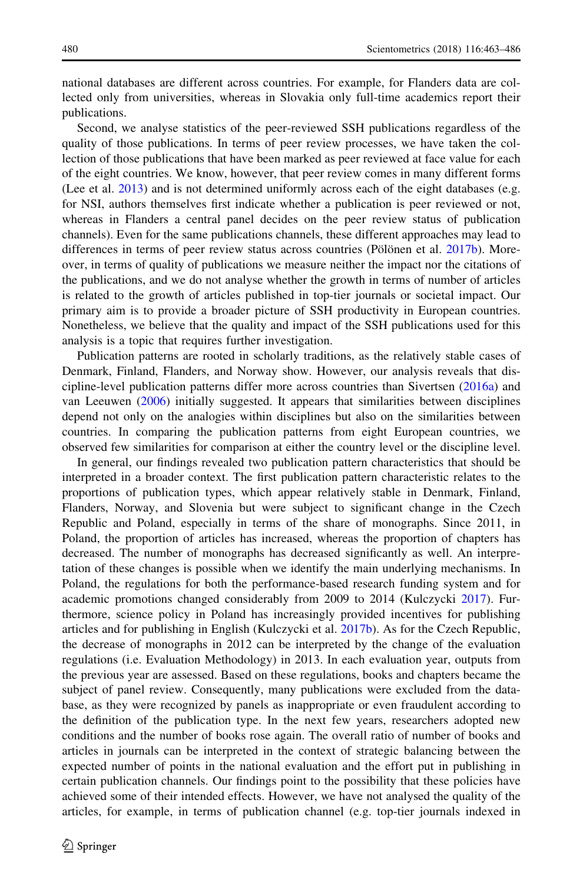national databases are different across countries. For example, for Flanders data are collected only from universities, whereas in Slovakia only full-time academics report their publications.

Second, we analyse statistics of the peer-reviewed SSH publications regardless of the quality of those publications. In terms of peer review processes, we have taken the collection of those publications that have been marked as peer reviewed at face value for each of the eight countries. We know, however, that peer review comes in many different forms (Lee et al. 2013) and is not determined uniformly across each of the eight databases (e.g. for NSI, authors themselves first indicate whether a publication is peer reviewed or not, whereas in Flanders a central panel decides on the peer review status of publication channels). Even for the same publications channels, these different approaches may lead to differences in terms of peer review status across countries (Pölönen et al. 2017b). Moreover, in terms of quality of publications we measure neither the impact nor the citations of the publications, and we do not analyse whether the growth in terms of number of articles is related to the growth of articles published in top-tier journals or societal impact. Our primary aim is to provide a broader picture of SSH productivity in European countries. Nonetheless, we believe that the quality and impact of the SSH publications used for this analysis is a topic that requires further investigation.

Publication patterns are rooted in scholarly traditions, as the relatively stable cases of Denmark, Finland, Flanders, and Norway show. However, our analysis reveals that discipline-level publication patterns differ more across countries than Sivertsen (2016a) and van Leeuwen (2006) initially suggested. It appears that similarities between disciplines depend not only on the analogies within disciplines but also on the similarities between countries. In comparing the publication patterns from eight European countries, we observed few similarities for comparison at either the country level or the discipline level.

In general, our findings revealed two publication pattern characteristics that should be interpreted in a broader context. The first publication pattern characteristic relates to the proportions of publication types, which appear relatively stable in Denmark, Finland, Flanders, Norway, and Slovenia but were subject to significant change in the Czech Republic and Poland, especially in terms of the share of monographs. Since 2011, in Poland, the proportion of articles has increased, whereas the proportion of chapters has decreased. The number of monographs has decreased significantly as well. An interpretation of these changes is possible when we identify the main underlying mechanisms. In Poland, the regulations for both the performance-based research funding system and for academic promotions changed considerably from 2009 to 2014 (Kulczycki 2017). Furthermore, science policy in Poland has increasingly provided incentives for publishing articles and for publishing in English (Kulczycki et al. 2017b). As for the Czech Republic, the decrease of monographs in 2012 can be interpreted by the change of the evaluation regulations (i.e. Evaluation Methodology) in 2013. In each evaluation year, outputs from the previous year are assessed. Based on these regulations, books and chapters became the subject of panel review. Consequently, many publications were excluded from the database, as they were recognized by panels as inappropriate or even fraudulent according to the definition of the publication type. In the next few years, researchers adopted new conditions and the number of books rose again. The overall ratio of number of books and articles in journals can be interpreted in the context of strategic balancing between the expected number of points in the national evaluation and the effort put in publishing in certain publication channels. Our findings point to the possibility that these policies have achieved some of their intended effects. However, we have not analysed the quality of the articles, for example, in terms of publication channel (e.g. top-tier journals indexed in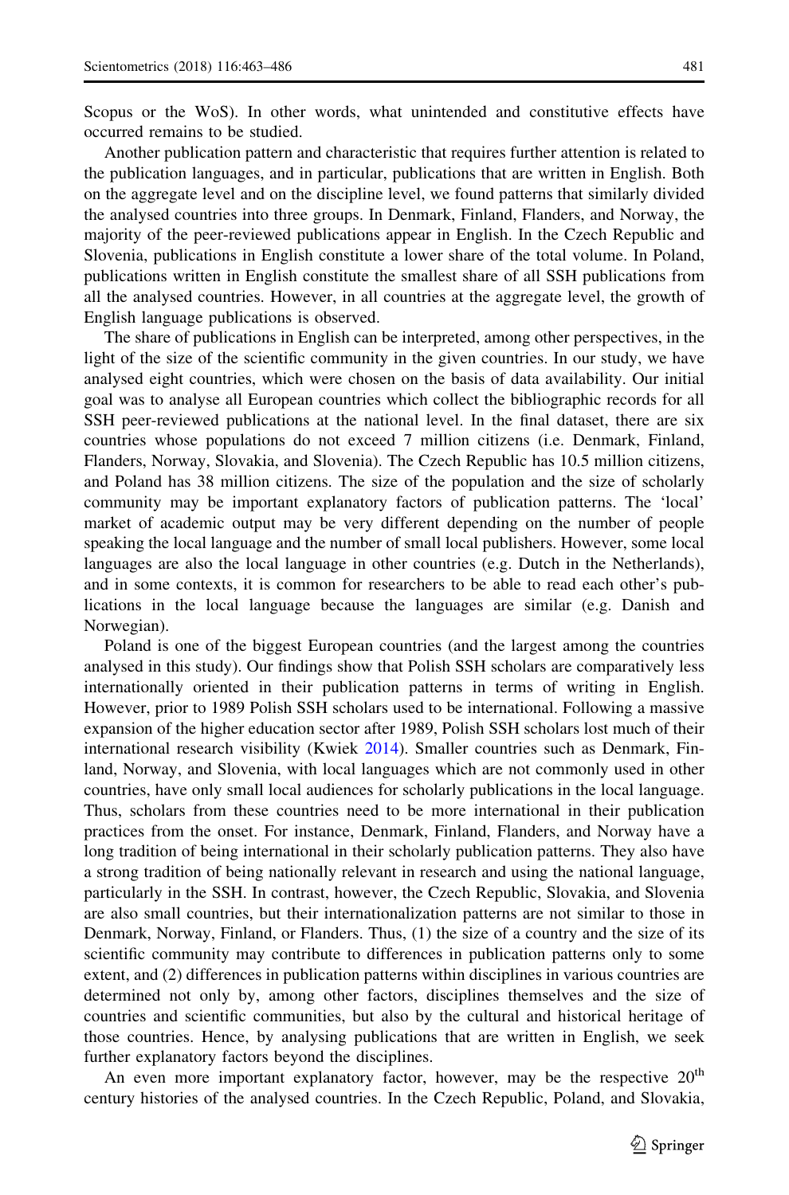Scopus or the WoS). In other words, what unintended and constitutive effects have occurred remains to be studied.

Another publication pattern and characteristic that requires further attention is related to the publication languages, and in particular, publications that are written in English. Both on the aggregate level and on the discipline level, we found patterns that similarly divided the analysed countries into three groups. In Denmark, Finland, Flanders, and Norway, the majority of the peer-reviewed publications appear in English. In the Czech Republic and Slovenia, publications in English constitute a lower share of the total volume. In Poland, publications written in English constitute the smallest share of all SSH publications from all the analysed countries. However, in all countries at the aggregate level, the growth of English language publications is observed.

The share of publications in English can be interpreted, among other perspectives, in the light of the size of the scientific community in the given countries. In our study, we have analysed eight countries, which were chosen on the basis of data availability. Our initial goal was to analyse all European countries which collect the bibliographic records for all SSH peer-reviewed publications at the national level. In the final dataset, there are six countries whose populations do not exceed 7 million citizens (i.e. Denmark, Finland, Flanders, Norway, Slovakia, and Slovenia). The Czech Republic has 10.5 million citizens, and Poland has 38 million citizens. The size of the population and the size of scholarly community may be important explanatory factors of publication patterns. The 'local' market of academic output may be very different depending on the number of people speaking the local language and the number of small local publishers. However, some local languages are also the local language in other countries (e.g. Dutch in the Netherlands), and in some contexts, it is common for researchers to be able to read each other's publications in the local language because the languages are similar (e.g. Danish and Norwegian).

Poland is one of the biggest European countries (and the largest among the countries analysed in this study). Our findings show that Polish SSH scholars are comparatively less internationally oriented in their publication patterns in terms of writing in English. However, prior to 1989 Polish SSH scholars used to be international. Following a massive expansion of the higher education sector after 1989, Polish SSH scholars lost much of their international research visibility (Kwiek 2014). Smaller countries such as Denmark, Finland, Norway, and Slovenia, with local languages which are not commonly used in other countries, have only small local audiences for scholarly publications in the local language. Thus, scholars from these countries need to be more international in their publication practices from the onset. For instance, Denmark, Finland, Flanders, and Norway have a long tradition of being international in their scholarly publication patterns. They also have a strong tradition of being nationally relevant in research and using the national language, particularly in the SSH. In contrast, however, the Czech Republic, Slovakia, and Slovenia are also small countries, but their internationalization patterns are not similar to those in Denmark, Norway, Finland, or Flanders. Thus, (1) the size of a country and the size of its scientific community may contribute to differences in publication patterns only to some extent, and (2) differences in publication patterns within disciplines in various countries are determined not only by, among other factors, disciplines themselves and the size of countries and scientific communities, but also by the cultural and historical heritage of those countries. Hence, by analysing publications that are written in English, we seek further explanatory factors beyond the disciplines.

An even more important explanatory factor, however, may be the respective 20$^{th}$ century histories of the analysed countries. In the Czech Republic, Poland, and Slovakia,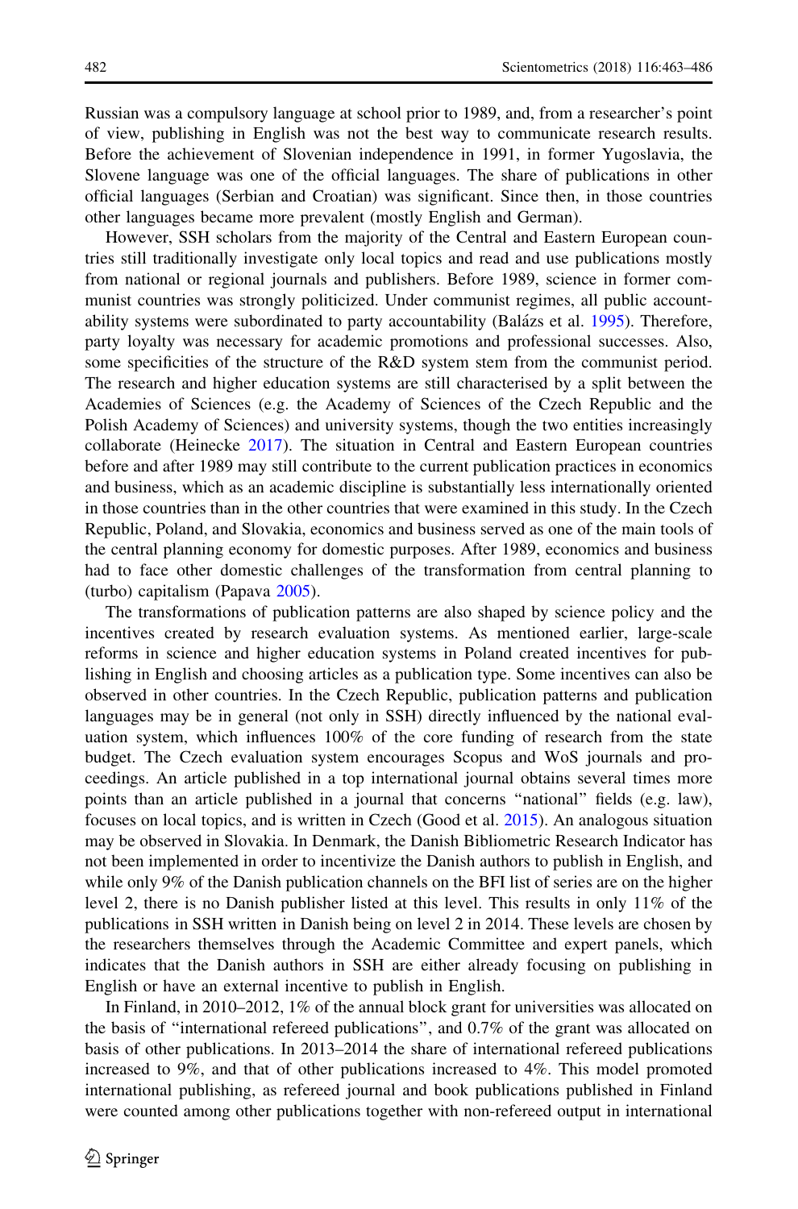Russian was a compulsory language at school prior to 1989, and, from a researcher's point of view, publishing in English was not the best way to communicate research results. Before the achievement of Slovenian independence in 1991, in former Yugoslavia, the Slovene language was one of the official languages. The share of publications in other official languages (Serbian and Croatian) was significant. Since then, in those countries other languages became more prevalent (mostly English and German).

However, SSH scholars from the majority of the Central and Eastern European countries still traditionally investigate only local topics and read and use publications mostly from national or regional journals and publishers. Before 1989, science in former communist countries was strongly politicized. Under communist regimes, all public accountability systems were subordinated to party accountability (Balázs et al. 1995). Therefore, party loyalty was necessary for academic promotions and professional successes. Also, some specificities of the structure of the R&D system stem from the communist period. The research and higher education systems are still characterised by a split between the Academies of Sciences (e.g. the Academy of Sciences of the Czech Republic and the Polish Academy of Sciences) and university systems, though the two entities increasingly collaborate (Heinecke 2017). The situation in Central and Eastern European countries before and after 1989 may still contribute to the current publication practices in economics and business, which as an academic discipline is substantially less internationally oriented in those countries than in the other countries that were examined in this study. In the Czech Republic, Poland, and Slovakia, economics and business served as one of the main tools of the central planning economy for domestic purposes. After 1989, economics and business had to face other domestic challenges of the transformation from central planning to (turbo) capitalism (Papava 2005).

The transformations of publication patterns are also shaped by science policy and the incentives created by research evaluation systems. As mentioned earlier, large-scale reforms in science and higher education systems in Poland created incentives for publishing in English and choosing articles as a publication type. Some incentives can also be observed in other countries. In the Czech Republic, publication patterns and publication languages may be in general (not only in SSH) directly influenced by the national evaluation system, which influences 100% of the core funding of research from the state budget. The Czech evaluation system encourages Scopus and WoS journals and proceedings. An article published in a top international journal obtains several times more points than an article published in a journal that concerns "national" fields (e.g. law), focuses on local topics, and is written in Czech (Good et al. 2015). An analogous situation may be observed in Slovakia. In Denmark, the Danish Bibliometric Research Indicator has not been implemented in order to incentivize the Danish authors to publish in English, and while only 9% of the Danish publication channels on the BFI list of series are on the higher level 2, there is no Danish publisher listed at this level. This results in only 11% of the publications in SSH written in Danish being on level 2 in 2014. These levels are chosen by the researchers themselves through the Academic Committee and expert panels, which indicates that the Danish authors in SSH are either already focusing on publishing in English or have an external incentive to publish in English.

In Finland, in 2010–2012, 1% of the annual block grant for universities was allocated on the basis of "international refereed publications", and 0.7% of the grant was allocated on basis of other publications. In 2013–2014 the share of international refereed publications increased to 9%, and that of other publications increased to 4%. This model promoted international publishing, as refereed journal and book publications published in Finland were counted among other publications together with non-refereed output in international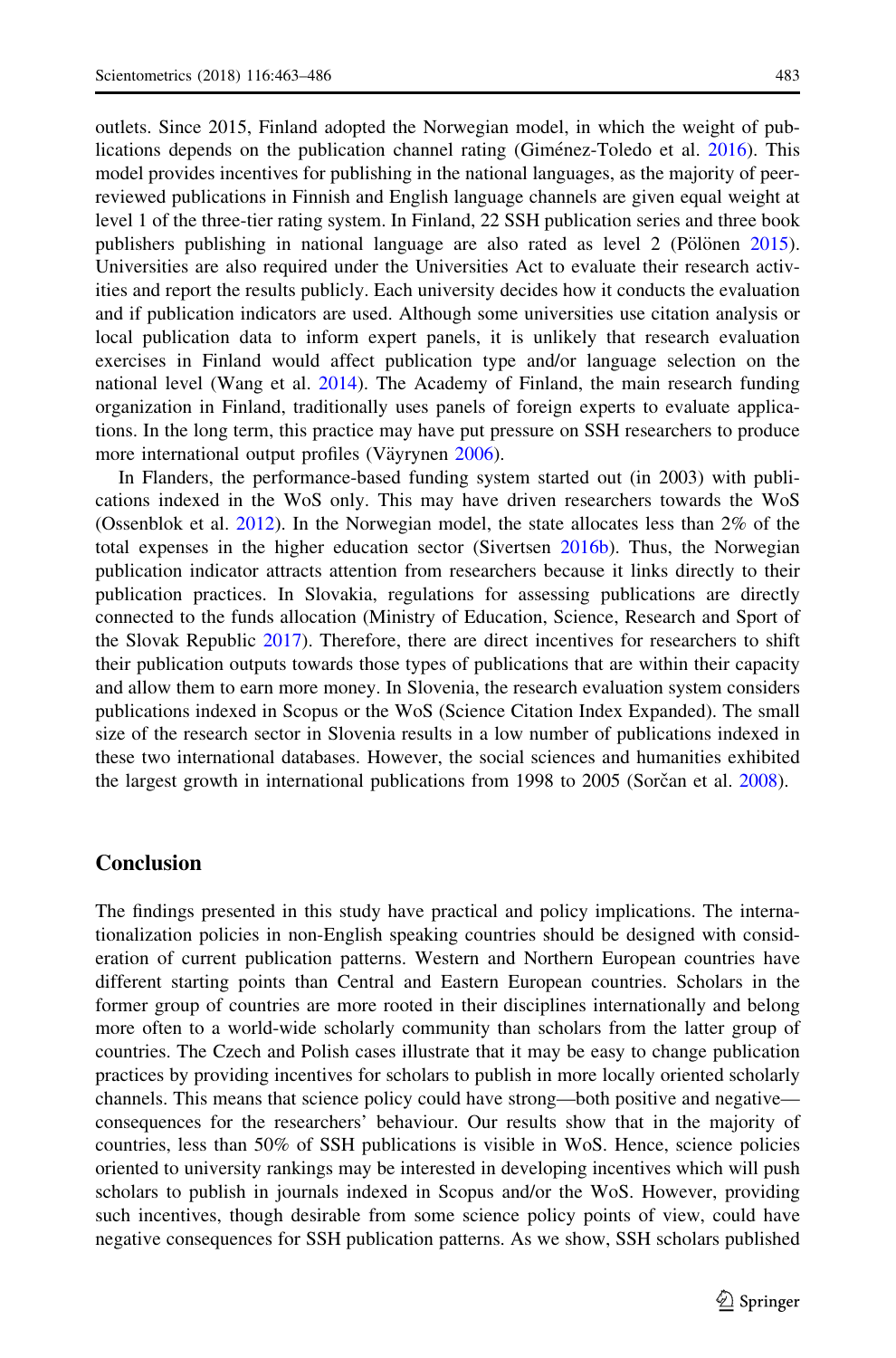outlets. Since 2015, Finland adopted the Norwegian model, in which the weight of publications depends on the publication channel rating (Giménez-Toledo et al. 2016). This model provides incentives for publishing in the national languages, as the majority of peer-reviewed publications in Finnish and English language channels are given equal weight at level 1 of the three-tier rating system. In Finland, 22 SSH publication series and three book publishers publishing in national language are also rated as level 2 (Pölönen 2015). Universities are also required under the Universities Act to evaluate their research activities and report the results publicly. Each university decides how it conducts the evaluation and if publication indicators are used. Although some universities use citation analysis or local publication data to inform expert panels, it is unlikely that research evaluation exercises in Finland would affect publication type and/or language selection on the national level (Wang et al. 2014). The Academy of Finland, the main research funding organization in Finland, traditionally uses panels of foreign experts to evaluate applications. In the long term, this practice may have put pressure on SSH researchers to produce more international output profiles (Väyrynen 2006).

In Flanders, the performance-based funding system started out (in 2003) with publications indexed in the WoS only. This may have driven researchers towards the WoS (Ossenblok et al. 2012). In the Norwegian model, the state allocates less than 2% of the total expenses in the higher education sector (Sivertsen 2016b). Thus, the Norwegian publication indicator attracts attention from researchers because it links directly to their publication practices. In Slovakia, regulations for assessing publications are directly connected to the funds allocation (Ministry of Education, Science, Research and Sport of the Slovak Republic 2017). Therefore, there are direct incentives for researchers to shift their publication outputs towards those types of publications that are within their capacity and allow them to earn more money. In Slovenia, the research evaluation system considers publications indexed in Scopus or the WoS (Science Citation Index Expanded). The small size of the research sector in Slovenia results in a low number of publications indexed in these two international databases. However, the social sciences and humanities exhibited the largest growth in international publications from 1998 to 2005 (Sorčan et al. 2008).

## Conclusion

The findings presented in this study have practical and policy implications. The internationalization policies in non-English speaking countries should be designed with consideration of current publication patterns. Western and Northern European countries have different starting points than Central and Eastern European countries. Scholars in the former group of countries are more rooted in their disciplines internationally and belong more often to a world-wide scholarly community than scholars from the latter group of countries. The Czech and Polish cases illustrate that it may be easy to change publication practices by providing incentives for scholars to publish in more locally oriented scholarly channels. This means that science policy could have strong—both positive and negative—consequences for the researchers' behaviour. Our results show that in the majority of countries, less than 50% of SSH publications is visible in WoS. Hence, science policies oriented to university rankings may be interested in developing incentives which will push scholars to publish in journals indexed in Scopus and/or the WoS. However, providing such incentives, though desirable from some science policy points of view, could have negative consequences for SSH publication patterns. As we show, SSH scholars published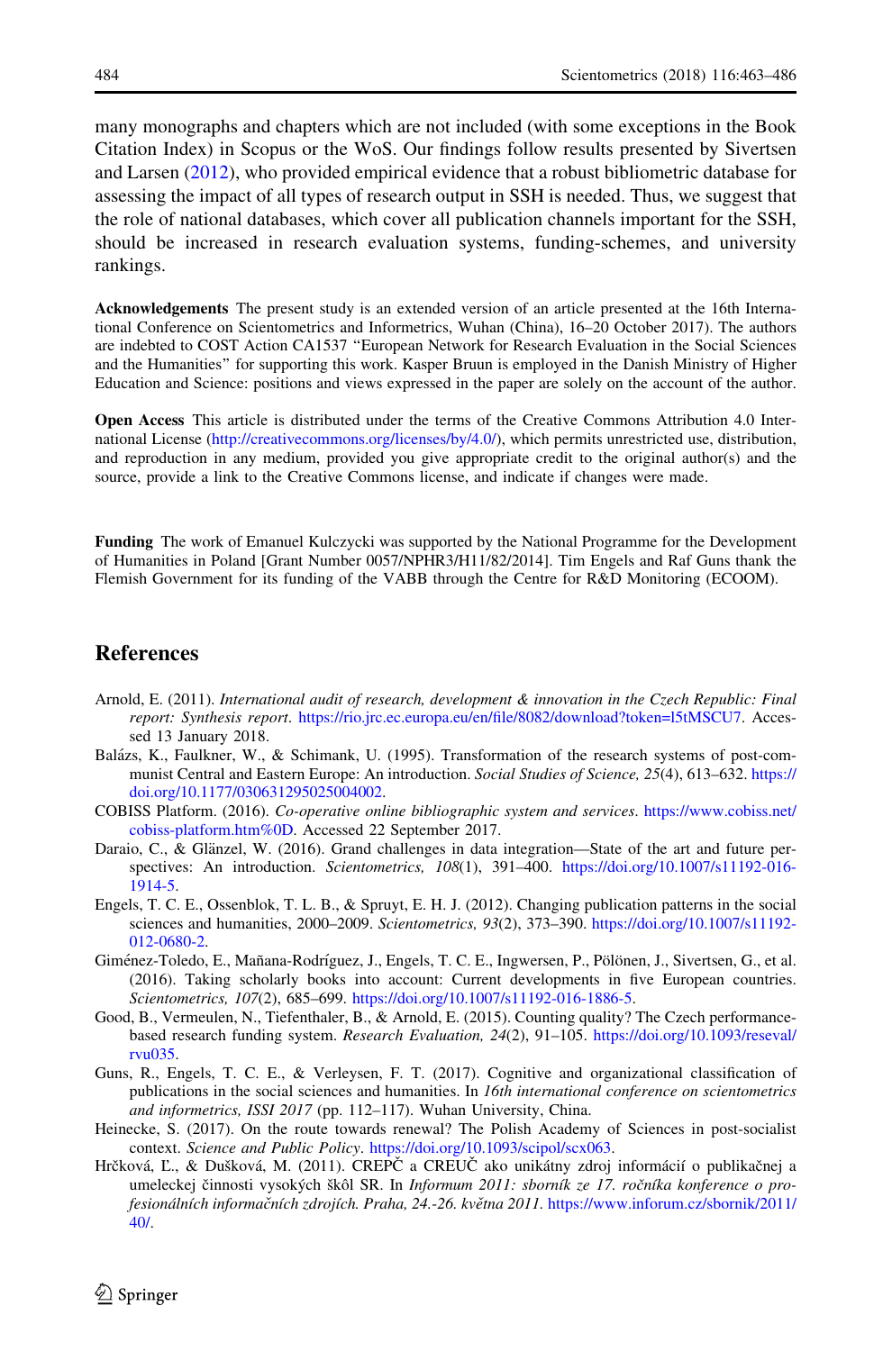many monographs and chapters which are not included (with some exceptions in the Book Citation Index) in Scopus or the WoS. Our findings follow results presented by Sivertsen and Larsen (2012), who provided empirical evidence that a robust bibliometric database for assessing the impact of all types of research output in SSH is needed. Thus, we suggest that the role of national databases, which cover all publication channels important for the SSH, should be increased in research evaluation systems, funding-schemes, and university rankings.

**Acknowledgements** The present study is an extended version of an article presented at the 16th International Conference on Scientometrics and Informetrics, Wuhan (China), 16–20 October 2017). The authors are indebted to COST Action CA1537 "European Network for Research Evaluation in the Social Sciences and the Humanities" for supporting this work. Kasper Bruun is employed in the Danish Ministry of Higher Education and Science: positions and views expressed in the paper are solely on the account of the author.

**Open Access** This article is distributed under the terms of the Creative Commons Attribution 4.0 International License (http://creativecommons.org/licenses/by/4.0/), which permits unrestricted use, distribution, and reproduction in any medium, provided you give appropriate credit to the original author(s) and the source, provide a link to the Creative Commons license, and indicate if changes were made.

**Funding** The work of Emanuel Kulczycki was supported by the National Programme for the Development of Humanities in Poland [Grant Number 0057/NPHR3/H11/82/2014]. Tim Engels and Raf Guns thank the Flemish Government for its funding of the VABB through the Centre for R&D Monitoring (ECOOM).

## References

Arnold, E. (2011). *International audit of research, development & innovation in the Czech Republic: Final report: Synthesis report*. https://rio.jrc.ec.europa.eu/en/file/8082/download?token=l5tMSCU7. Accessed 13 January 2018.

Balázs, K., Faulkner, W., & Schimank, U. (1995). Transformation of the research systems of post-communist Central and Eastern Europe: An introduction. *Social Studies of Science, 25*(4), 613–632. https://doi.org/10.1177/030631295025004002.

COBISS Platform. (2016). *Co-operative online bibliographic system and services*. https://www.cobiss.net/cobiss-platform.htm%0D. Accessed 22 September 2017.

Daraio, C., & Glänzel, W. (2016). Grand challenges in data integration—State of the art and future perspectives: An introduction. *Scientometrics, 108*(1), 391–400. https://doi.org/10.1007/s11192-016-1914-5.

Engels, T. C. E., Ossenblok, T. L. B., & Spruyt, E. H. J. (2012). Changing publication patterns in the social sciences and humanities, 2000–2009. *Scientometrics, 93*(2), 373–390. https://doi.org/10.1007/s11192-012-0680-2.

Giménez-Toledo, E., Mañana-Rodríguez, J., Engels, T. C. E., Ingwersen, P., Pölönen, J., Sivertsen, G., et al. (2016). Taking scholarly books into account: Current developments in five European countries. *Scientometrics, 107*(2), 685–699. https://doi.org/10.1007/s11192-016-1886-5.

Good, B., Vermeulen, N., Tiefenthaler, B., & Arnold, E. (2015). Counting quality? The Czech performance-based research funding system. *Research Evaluation, 24*(2), 91–105. https://doi.org/10.1093/reseval/rvu035.

Guns, R., Engels, T. C. E., & Verleysen, F. T. (2017). Cognitive and organizational classification of publications in the social sciences and humanities. In *16th international conference on scientometrics and informetrics, ISSI 2017* (pp. 112–117). Wuhan University, China.

Heinecke, S. (2017). On the route towards renewal? The Polish Academy of Sciences in post-socialist context. *Science and Public Policy*. https://doi.org/10.1093/scipol/scx063.

Hrčková, L., & Dušková, M. (2011). CREPČ a CREUČ ako unikátny zdroj informácií o publikačnej a umeleckej činnosti vysokých škôl SR. In *Informum 2011: sborník ze 17. ročníka konference o profesionálních informačních zdrojích. Praha, 24.-26. května 2011*. https://www.inforum.cz/sbornik/2011/40/.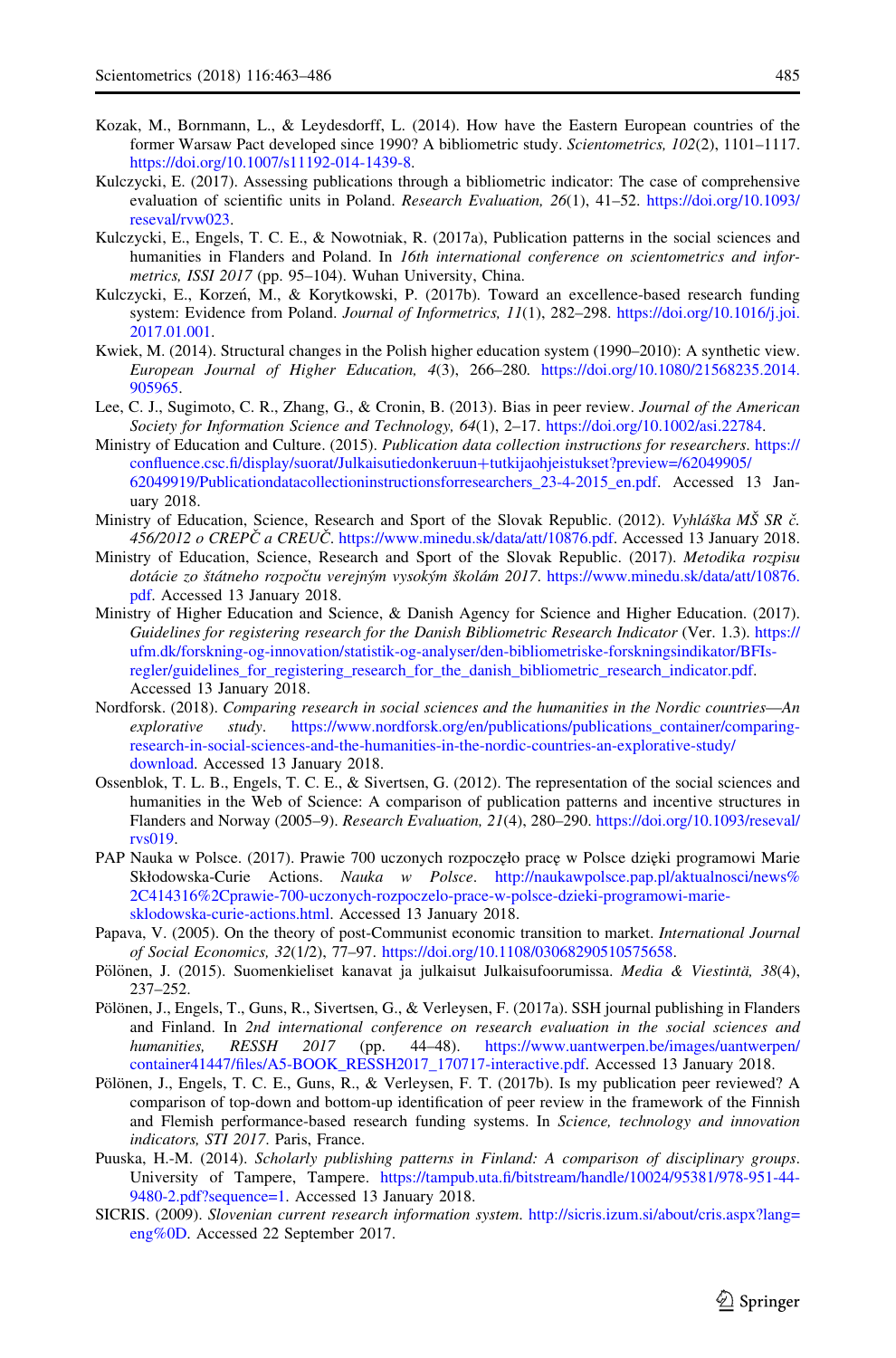Kozak, M., Bornmann, L., & Leydesdorff, L. (2014). How have the Eastern European countries of the former Warsaw Pact developed since 1990? A bibliometric study. *Scientometrics, 102*(2), 1101–1117. https://doi.org/10.1007/s11192-014-1439-8.

Kulczycki, E. (2017). Assessing publications through a bibliometric indicator: The case of comprehensive evaluation of scientific units in Poland. *Research Evaluation, 26*(1), 41–52. https://doi.org/10.1093/reseval/rvw023.

Kulczycki, E., Engels, T. C. E., & Nowotniak, R. (2017a), Publication patterns in the social sciences and humanities in Flanders and Poland. In *16th international conference on scientometrics and informetrics, ISSI 2017* (pp. 95–104). Wuhan University, China.

Kulczycki, E., Korzeń, M., & Korytkowski, P. (2017b). Toward an excellence-based research funding system: Evidence from Poland. *Journal of Informetrics, 11*(1), 282–298. https://doi.org/10.1016/j.joi.2017.01.001.

Kwiek, M. (2014). Structural changes in the Polish higher education system (1990–2010): A synthetic view. *European Journal of Higher Education, 4*(3), 266–280. https://doi.org/10.1080/21568235.2014.905965.

Lee, C. J., Sugimoto, C. R., Zhang, G., & Cronin, B. (2013). Bias in peer review. *Journal of the American Society for Information Science and Technology, 64*(1), 2–17. https://doi.org/10.1002/asi.22784.

Ministry of Education and Culture. (2015). *Publication data collection instructions for researchers*. https://confluence.csc.fi/display/suorat/Julkaisutiedonkeruun+tutkijaohjeistukset?preview=/62049905/62049919/Publicationdatacollectioninstructionsforresearchers_23-4-2015_en.pdf. Accessed 13 January 2018.

Ministry of Education, Science, Research and Sport of the Slovak Republic. (2012). *Vyhláška MŠ SR č. 456/2012 o CREPČ a CREUČ*. https://www.minedu.sk/data/att/10876.pdf. Accessed 13 January 2018.

Ministry of Education, Science, Research and Sport of the Slovak Republic. (2017). *Metodika rozpisu dotácie zo štátneho rozpočtu verejným vysokým školám 2017*. https://www.minedu.sk/data/att/10876.pdf. Accessed 13 January 2018.

Ministry of Higher Education and Science, & Danish Agency for Science and Higher Education. (2017). *Guidelines for registering research for the Danish Bibliometric Research Indicator* (Ver. 1.3). https://ufm.dk/forskning-og-innovation/statistik-og-analyser/den-bibliometriske-forskningsindikator/BFIs-regler/guidelines_for_registering_research_for_the_danish_bibliometric_research_indicator.pdf. Accessed 13 January 2018.

Nordforsk. (2018). *Comparing research in social sciences and the humanities in the Nordic countries—An explorative study*. https://www.nordforsk.org/en/publications/publications_container/comparing-research-in-social-sciences-and-the-humanities-in-the-nordic-countries-an-explorative-study/download. Accessed 13 January 2018.

Ossenblok, T. L. B., Engels, T. C. E., & Sivertsen, G. (2012). The representation of the social sciences and humanities in the Web of Science: A comparison of publication patterns and incentive structures in Flanders and Norway (2005–9). *Research Evaluation, 21*(4), 280–290. https://doi.org/10.1093/reseval/rvs019.

PAP Nauka w Polsce. (2017). Prawie 700 uczonych rozpoczęło pracę w Polsce dzięki programowi Marie Skłodowska-Curie Actions. *Nauka w Polsce*. http://naukawpolsce.pap.pl/aktualnosci/news%2C414316%2Cprawie-700-uczonych-rozpoczelo-prace-w-polsce-dzieki-programowi-marie-sklodowska-curie-actions.html. Accessed 13 January 2018.

Papava, V. (2005). On the theory of post-Communist economic transition to market. *International Journal of Social Economics, 32*(1/2), 77–97. https://doi.org/10.1108/03068290510575658.

Pölönen, J. (2015). Suomenkieliset kanavat ja julkaisut Julkaisufoorumissa. *Media & Viestintä, 38*(4), 237–252.

Pölönen, J., Engels, T., Guns, R., Sivertsen, G., & Verleysen, F. (2017a). SSH journal publishing in Flanders and Finland. In *2nd international conference on research evaluation in the social sciences and humanities, RESSH 2017* (pp. 44–48). https://www.uantwerpen.be/images/uantwerpen/container41447/files/A5-BOOK_RESSH2017_170717-interactive.pdf. Accessed 13 January 2018.

Pölönen, J., Engels, T. C. E., Guns, R., & Verleysen, F. T. (2017b). Is my publication peer reviewed? A comparison of top-down and bottom-up identification of peer review in the framework of the Finnish and Flemish performance-based research funding systems. In *Science, technology and innovation indicators, STI 2017*. Paris, France.

Puuska, H.-M. (2014). *Scholarly publishing patterns in Finland: A comparison of disciplinary groups*. University of Tampere, Tampere. https://tampub.uta.fi/bitstream/handle/10024/95381/978-951-44-9480-2.pdf?sequence=1. Accessed 13 January 2018.

SICRIS. (2009). *Slovenian current research information system*. http://sicris.izum.si/about/cris.aspx?lang=eng%0D. Accessed 22 September 2017.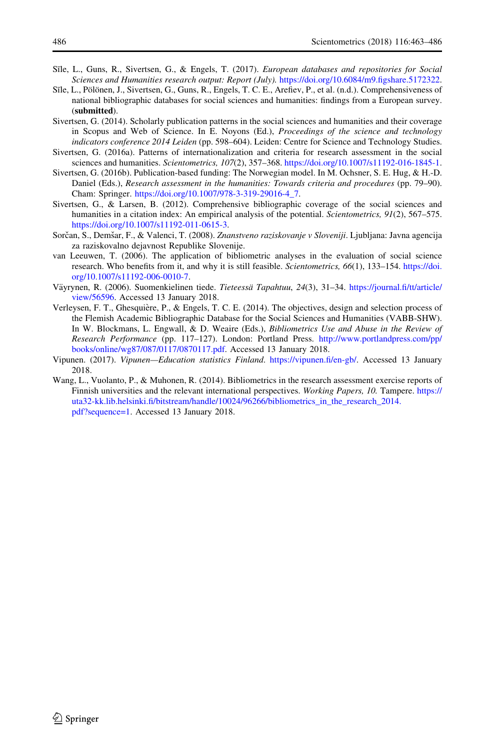Sīle, L., Guns, R., Sivertsen, G., & Engels, T. (2017). *European databases and repositories for Social Sciences and Humanities research output: Report (July)*. https://doi.org/10.6084/m9.figshare.5172322.

Sīle, L., Pölönen, J., Sivertsen, G., Guns, R., Engels, T. C. E., Arefiev, P., et al. (n.d.). Comprehensiveness of national bibliographic databases for social sciences and humanities: findings from a European survey. (**submitted**).

Sivertsen, G. (2014). Scholarly publication patterns in the social sciences and humanities and their coverage in Scopus and Web of Science. In E. Noyons (Ed.), *Proceedings of the science and technology indicators conference 2014 Leiden* (pp. 598–604). Leiden: Centre for Science and Technology Studies.

Sivertsen, G. (2016a). Patterns of internationalization and criteria for research assessment in the social sciences and humanities. *Scientometrics, 107*(2), 357–368. https://doi.org/10.1007/s11192-016-1845-1.

Sivertsen, G. (2016b). Publication-based funding: The Norwegian model. In M. Ochsner, S. E. Hug, & H.-D. Daniel (Eds.), *Research assessment in the humanities: Towards criteria and procedures* (pp. 79–90). Cham: Springer. https://doi.org/10.1007/978-3-319-29016-4_7.

Sivertsen, G., & Larsen, B. (2012). Comprehensive bibliographic coverage of the social sciences and humanities in a citation index: An empirical analysis of the potential. *Scientometrics, 91*(2), 567–575. https://doi.org/10.1007/s11192-011-0615-3.

Sorčan, S., Demšar, F., & Valenci, T. (2008). *Znanstveno raziskovanje v Sloveniji*. Ljubljana: Javna agencija za raziskovalno dejavnost Republike Slovenije.

van Leeuwen, T. (2006). The application of bibliometric analyses in the evaluation of social science research. Who benefits from it, and why it is still feasible. *Scientometrics, 66*(1), 133–154. https://doi.org/10.1007/s11192-006-0010-7.

Väyrynen, R. (2006). Suomenkielinen tiede. *Tieteessä Tapahtuu, 24*(3), 31–34. https://journal.fi/tt/article/view/56596. Accessed 13 January 2018.

Verleysen, F. T., Ghesquière, P., & Engels, T. C. E. (2014). The objectives, design and selection process of the Flemish Academic Bibliographic Database for the Social Sciences and Humanities (VABB-SHW). In W. Blockmans, L. Engwall, & D. Weaire (Eds.), *Bibliometrics Use and Abuse in the Review of Research Performance* (pp. 117–127). London: Portland Press. http://www.portlandpress.com/pp/books/online/wg87/087/0117/0870117.pdf. Accessed 13 January 2018.

Vipunen. (2017). *Vipunen—Education statistics Finland*. https://vipunen.fi/en-gb/. Accessed 13 January 2018.

Wang, L., Vuolanto, P., & Muhonen, R. (2014). Bibliometrics in the research assessment exercise reports of Finnish universities and the relevant international perspectives. *Working Papers, 10*. Tampere. https://uta32-kk.lib.helsinki.fi/bitstream/handle/10024/96266/bibliometrics_in_the_research_2014.pdf?sequence=1. Accessed 13 January 2018.